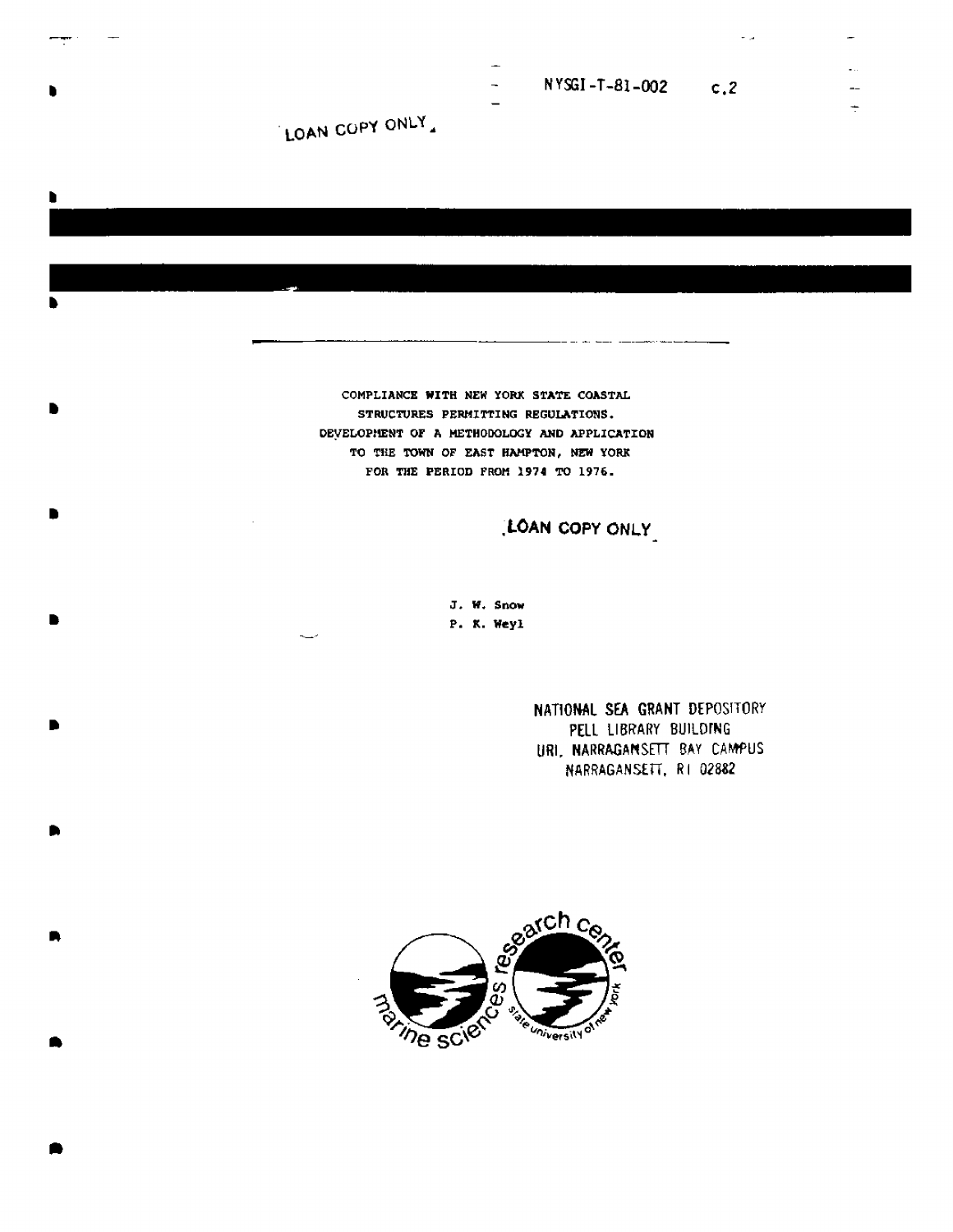NYSGI-T-81-002 c.2

LOAN COPY ONLY

# COMPLIANCE WITH NEW YORK STATE COASTAL STRUCTURES PERMITTING REGULATIONS. DEVELOPMENT OF A METHODOLOGY AND APPLICATION TO THE TOWN OF EAST HAMPTON, NEW YORK FOR THE PERIOD FROM 1974 TO 1976.

LOAN COPY ONLY

J. W. Snow

P. K. Weyl

NATIONAL SEA GRANT DEPOSITORY
PELL LIBRARY BUILDING
URI, NARRAGANSETT BAY CAMPUS
NARRAGANSETT, RI 02882

marine sciences research center
state university of new york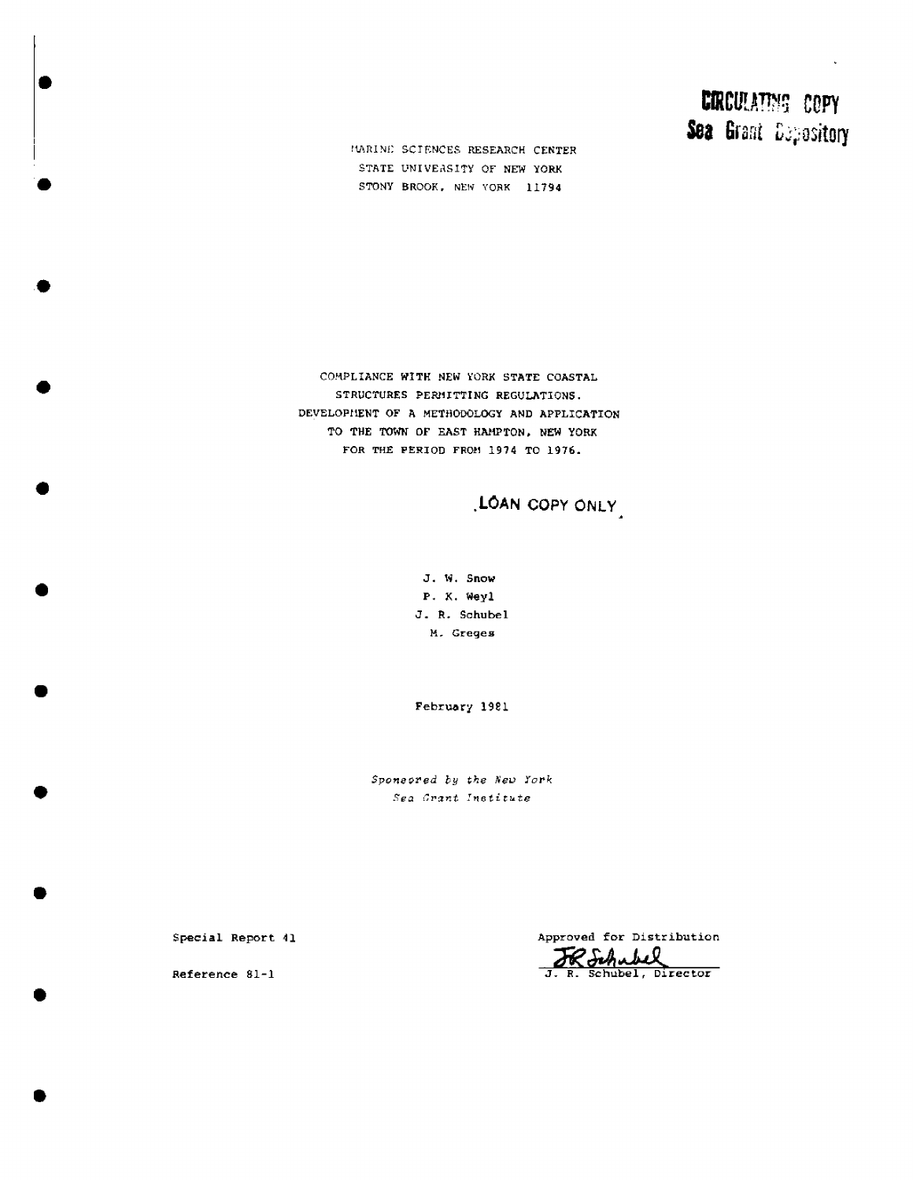**CIRCULATING COPY**
**Sea Grant Depository**

MARINE SCIENCES RESEARCH CENTER
STATE UNIVERSITY OF NEW YORK
STONY BROOK, NEW YORK 11794

# COMPLIANCE WITH NEW YORK STATE COASTAL STRUCTURES PERMITTING REGULATIONS. DEVELOPMENT OF A METHODOLOGY AND APPLICATION TO THE TOWN OF EAST HAMPTON, NEW YORK FOR THE PERIOD FROM 1974 TO 1976.

**LOAN COPY ONLY**

J. W. Snow
P. K. Weyl
J. R. Schubel
M. Greges

February 1981

*Sponsored by the New York Sea Grant Institute*

Special Report 41

Reference 81-1

Approved for Distribution

J. R. Schubel, Director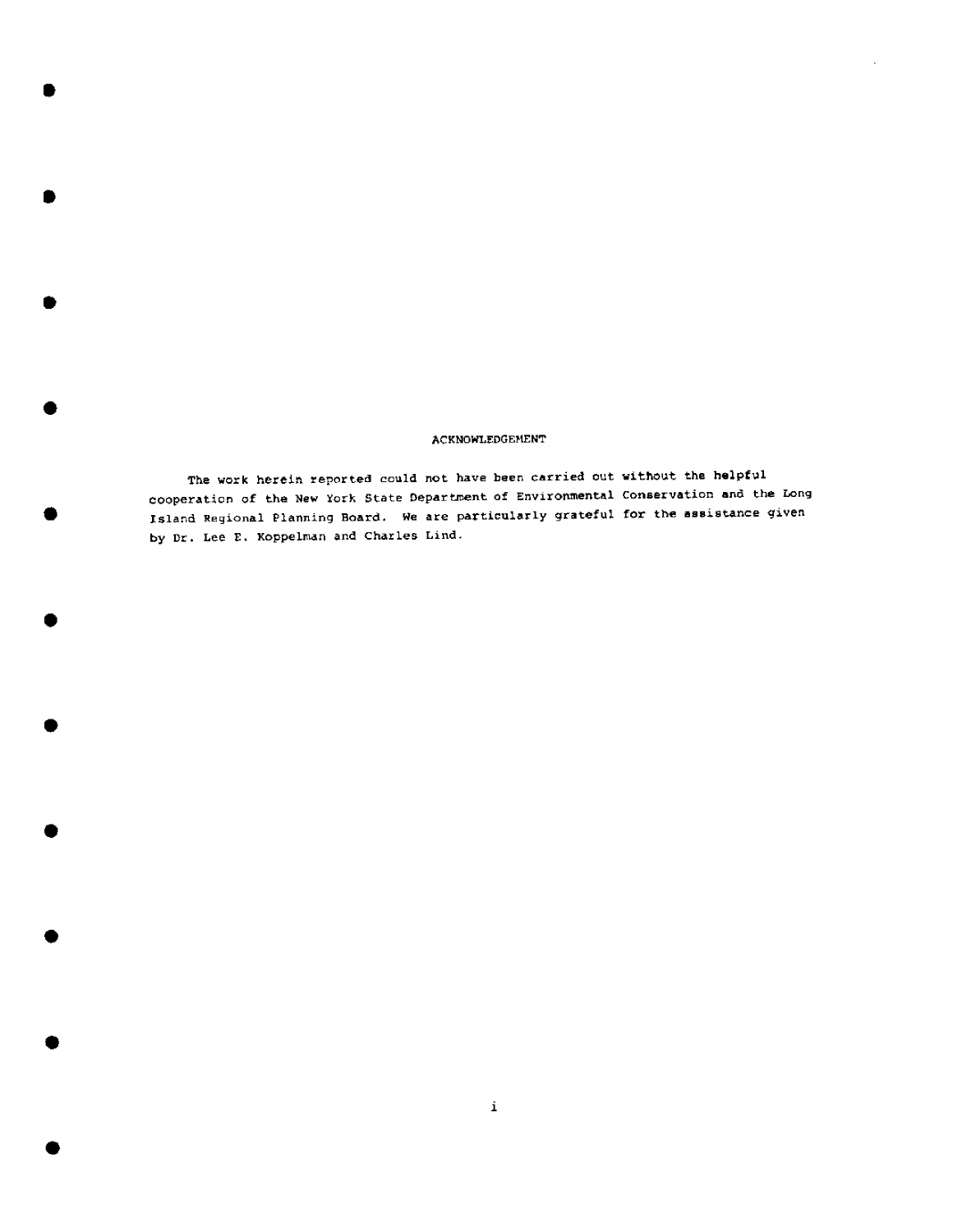## ACKNOWLEDGEMENT

The work herein reported could not have been carried out without the helpful cooperation of the New York State Department of Environmental Conservation and the Long Island Regional Planning Board. We are particularly grateful for the assistance given by Dr. Lee E. Koppelman and Charles Lind.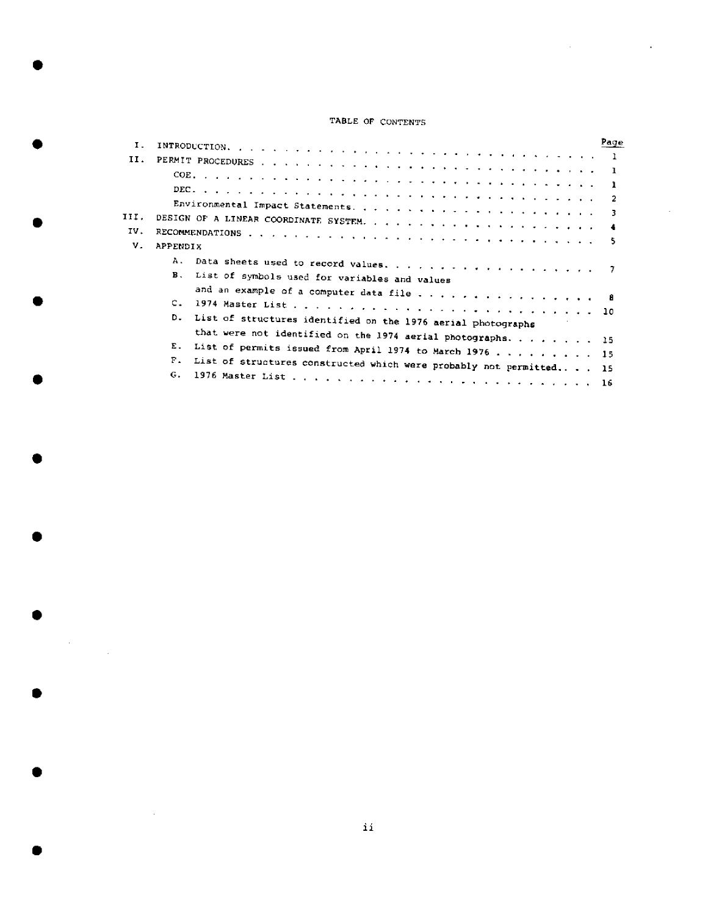# TABLE OF CONTENTS

| | | Page |
|---|---|---|
| I. | INTRODUCTION | 1 |
| II. | PERMIT PROCEDURES | 1 |
| | COE | 1 |
| | DEC | 2 |
| | Environmental Impact Statements | 3 |
| III. | DESIGN OF A LINEAR COORDINATE SYSTEM | 4 |
| IV. | RECOMMENDATIONS | 5 |
| V. | APPENDIX | |
| | A. Data sheets used to record values | 7 |
| | B. List of symbols used for variables and values and an example of a computer data file | 8 |
| | C. 1974 Master List | 10 |
| | D. List of structures identified on the 1976 aerial photographs that were not identified on the 1974 aerial photographs | 15 |
| | E. List of permits issued from April 1974 to March 1976 | 15 |
| | F. List of structures constructed which were probably not permitted | 15 |
| | G. 1976 Master List | 16 |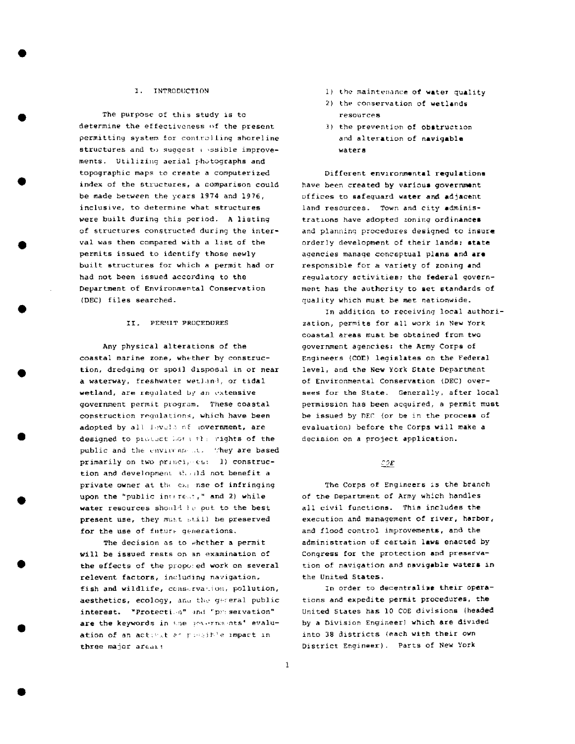## I. INTRODUCTION

The purpose of this study is to determine the effectiveness of the present permitting system for controlling shoreline structures and to suggest possible improvements. Utilizing aerial photographs and topographic maps to create a computerized index of the structures, a comparison could be made between the years 1974 and 1976, inclusive, to determine what structures were built during this period. A listing of structures constructed during the interval was then compared with a list of the permits issued to identify those newly built structures for which a permit had or had not been issued according to the Department of Environmental Conservation (DEC) files searched.

## II. PERMIT PROCEDURES

Any physical alterations of the coastal marine zone, whether by construction, dredging or spoil disposal in or near a waterway, freshwater wetland, or tidal wetland, are regulated by an extensive government permit program. These coastal construction regulations, which have been adopted by all levels of government, are designed to protect both the rights of the public and the environment. They are based primarily on two principles: 1) construction and development should not benefit a private owner at the expense of infringing upon the "public interest," and 2) while water resources should be put to the best present use, they must still be preserved for the use of future generations.

The decision as to whether a permit will be issued rests on an examination of the effects of the proposed work on several relevent factors, including navigation, fish and wildlife, conservation, pollution, aesthetics, ecology, and the general public interest. "Protection" and "preservation" are the keywords in the governments' evaluation of an activity's possible impact in three major areas:

1) the maintenance of water quality
2) the conservation of wetlands resources
3) the prevention of obstruction and alteration of navigable waters

Different environmental regulations have been created by various government offices to safeguard water and adjacent land resources. Town and city administrations have adopted zoning ordinances and planning procedures designed to insure orderly development of their lands; state agencies manage conceptual plans and are responsible for a variety of zoning and regulatory activities; the federal government has the authority to set standards of quality which must be met nationwide.

In addition to receiving local authorization, permits for all work in New York coastal areas must be obtained from two government agencies: the Army Corps of Engineers (COE) legislates on the Federal level, and the New York State Department of Environmental Conservation (DEC) oversees for the State. Generally, after local permission has been acquired, a permit must be issued by DEC (or be in the process of evaluation) before the Corps will make a decision on a project application.

### *COE*

The Corps of Engineers is the branch of the Department of Army which handles all civil functions. This includes the execution and management of river, harbor, and flood control improvements, and the administration of certain laws enacted by Congress for the protection and preservation of navigation and navigable waters in the United States.

In order to decentralize their operations and expedite permit procedures, the United States has 10 COE divisions (headed by a Division Engineer) which are divided into 38 districts (each with their own District Engineer). Parts of New York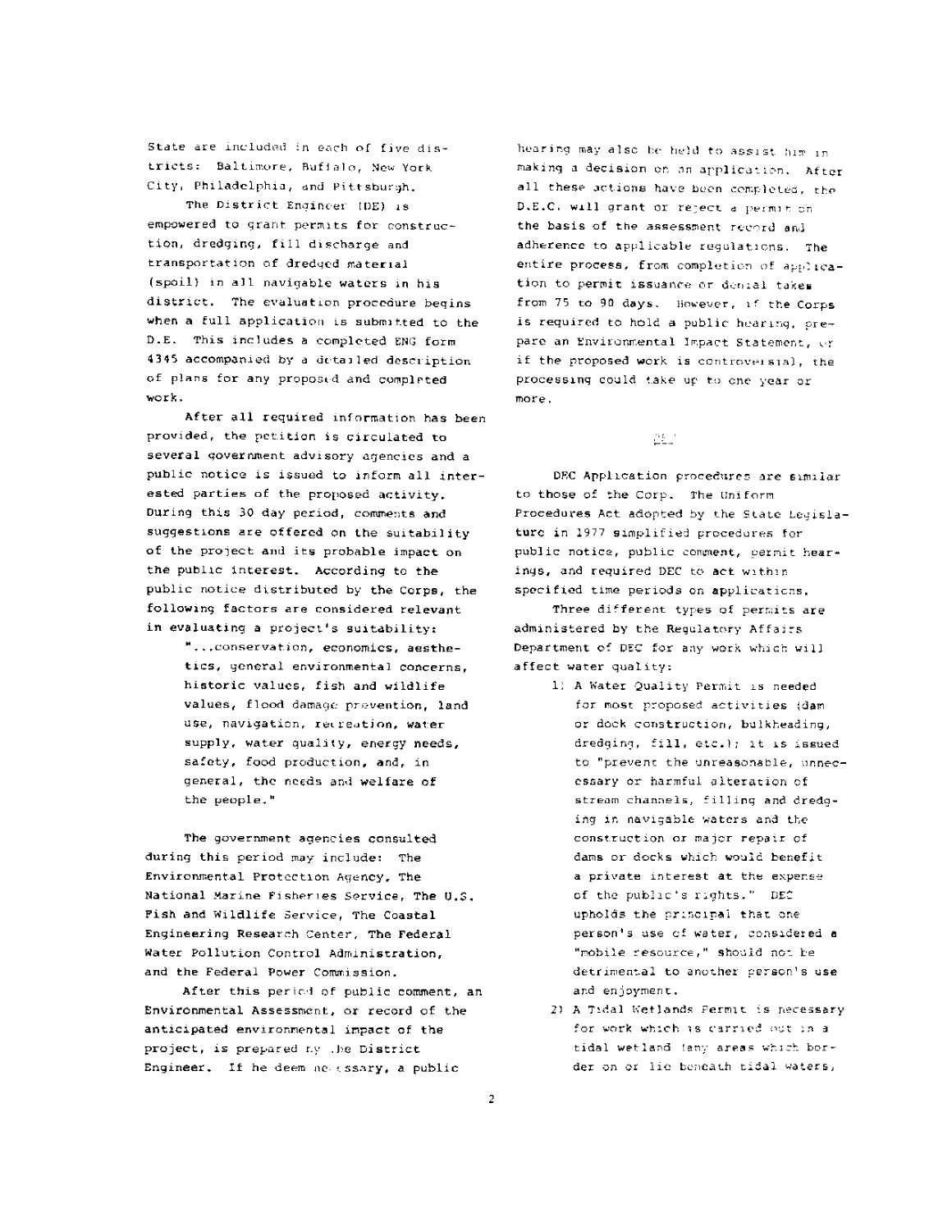State are included in each of five districts: Baltimore, Buffalo, New York City, Philadelphia, and Pittsburgh.

The District Engineer (DE) is empowered to grant permits for construction, dredging, fill discharge and transportation of dredged material (spoil) in all navigable waters in his district. The evaluation procedure begins when a full application is submitted to the D.E. This includes a completed ENG form 4345 accompanied by a detailed description of plans for any proposed and completed work.

After all required information has been provided, the petition is circulated to several government advisory agencies and a public notice is issued to inform all interested parties of the proposed activity. During this 30 day period, comments and suggestions are offered on the suitability of the project and its probable impact on the public interest. According to the public notice distributed by the Corps, the following factors are considered relevant in evaluating a project's suitability:

> "...conservation, economics, aesthetics, general environmental concerns, historic values, fish and wildlife values, flood damage prevention, land use, navigation, recreation, water supply, water quality, energy needs, safety, food production, and, in general, the needs and welfare of the people."

The government agencies consulted during this period may include: The Environmental Protection Agency, The National Marine Fisheries Service, The U.S. Fish and Wildlife Service, The Coastal Engineering Research Center, The Federal Water Pollution Control Administration, and the Federal Power Commission.

After this period of public comment, an Environmental Assessment, or record of the anticipated environmental impact of the project, is prepared by the District Engineer. If he deem necessary, a public hearing may also be held to assist him in making a decision on an application. After all these actions have been completed, the D.E.C. will grant or reject a permit on the basis of the assessment record and adherence to applicable regulations. The entire process, from completion of application to permit issuance or denial takes from 75 to 90 days. However, if the Corps is required to hold a public hearing, prepare an Environmental Impact Statement, or if the proposed work is controversial, the processing could take up to one year or more.

## DEC

DEC Application procedures are similar to those of the Corp. The Uniform Procedures Act adopted by the State Legislature in 1977 simplified procedures for public notice, public comment, permit hearings, and required DEC to act within specified time periods on applications.

Three different types of permits are administered by the Regulatory Affairs Department of DEC for any work which will affect water quality:

1) A Water Quality Permit is needed for most proposed activities (dam or dock construction, bulkheading, dredging, fill, etc.); it is issued to "prevent the unreasonable, unnecessary or harmful alteration of stream channels, filling and dredging in navigable waters and the construction or major repair of dams or docks which would benefit a private interest at the expense of the public's rights." DEC upholds the principal that one person's use of water, considered a "mobile resource," should not be detrimental to another person's use and enjoyment.
2) A Tidal Wetlands Permit is necessary for work which is carried out in a tidal wetland (any areas which border on or lie beneath tidal waters,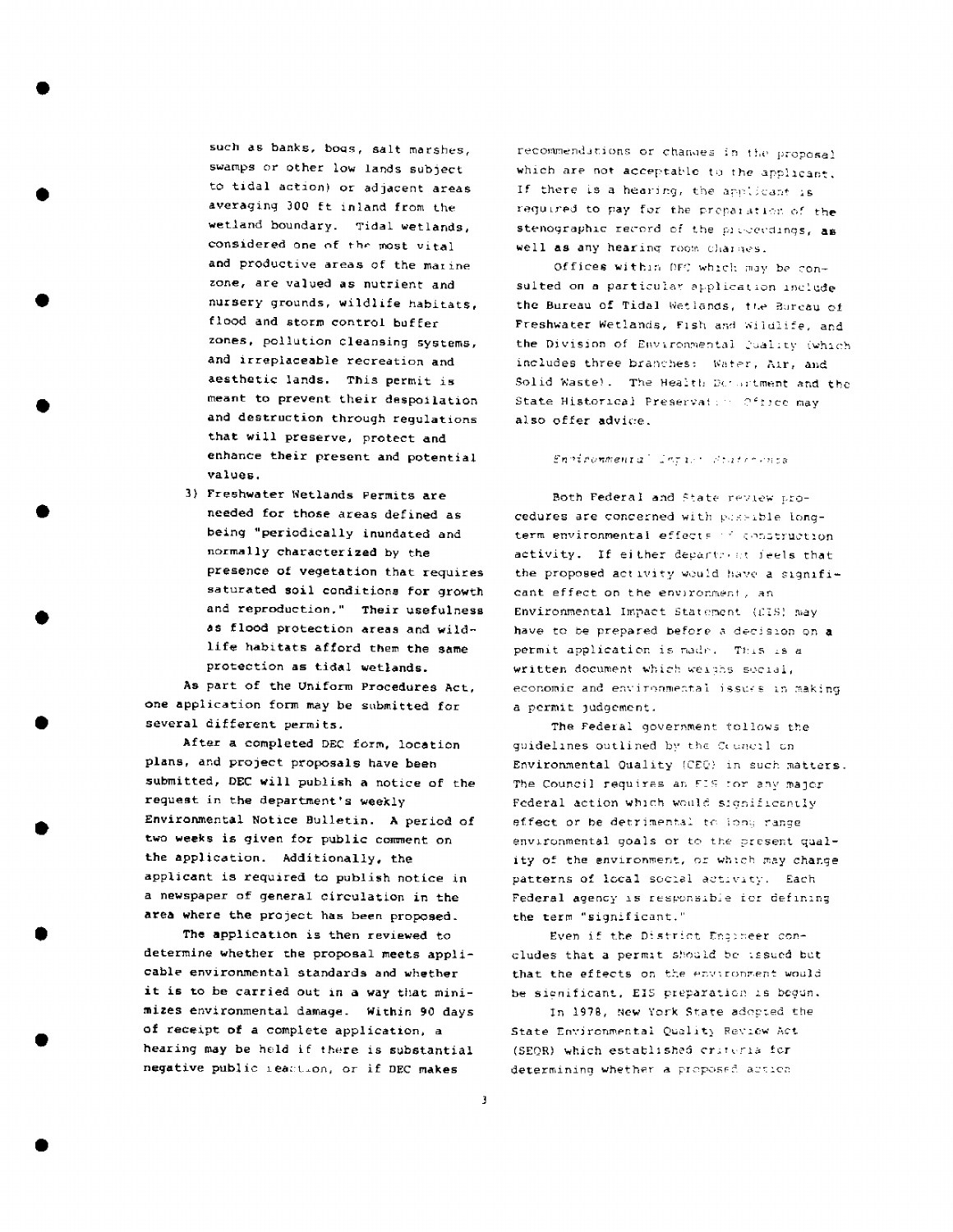such as banks, bogs, salt marshes, swamps or other low lands subject to tidal action) or adjacent areas averaging 300 ft inland from the wetland boundary. Tidal wetlands, considered one of the most vital and productive areas of the marine zone, are valued as nutrient and nursery grounds, wildlife habitats, flood and storm control buffer zones, pollution cleansing systems, and irreplaceable recreation and aesthetic lands. This permit is meant to prevent their despoilation and destruction through regulations that will preserve, protect and enhance their present and potential values.

3) Freshwater Wetlands Permits are needed for those areas defined as being "periodically inundated and normally characterized by the presence of vegetation that requires saturated soil conditions for growth and reproduction." Their usefulness as flood protection areas and wildlife habitats afford them the same protection as tidal wetlands.

As part of the Uniform Procedures Act, one application form may be submitted for several different permits.

After a completed DEC form, location plans, and project proposals have been submitted, DEC will publish a notice of the request in the department's weekly Environmental Notice Bulletin. A period of two weeks is given for public comment on the application. Additionally, the applicant is required to publish notice in a newspaper of general circulation in the area where the project has been proposed.

The application is then reviewed to determine whether the proposal meets applicable environmental standards and whether it is to be carried out in a way that minimizes environmental damage. Within 90 days of receipt of a complete application, a hearing may be held if there is substantial negative public reaction, or if DEC makes recommendations or changes in the proposal which are not acceptable to the applicant. If there is a hearing, the applicant is required to pay for the preparation of the stenographic record of the proceedings, as well as any hearing room charges.

Offices within DEC which may be consulted on a particular application include the Bureau of Tidal Wetlands, the Bureau of Freshwater Wetlands, Fish and Wildlife, and the Division of Environmental Quality (which includes three branches: Water, Air, and Solid Waste). The Health Department and the State Historical Preservation Office may also offer advice.

*Environmental Impact Statements*

Both Federal and State review procedures are concerned with possible long-term environmental effects of construction activity. If either department feels that the proposed activity would have a significant effect on the environment, an Environmental Impact Statement (EIS) may have to be prepared before a decision on a permit application is made. This is a written document which weighs social, economic and environmental issues in making a permit judgement.

The Federal government follows the guidelines outlined by the Council on Environmental Quality (CEQ) in such matters. The Council requires an EIS for any major Federal action which would significantly effect or be detrimental to long range environmental goals or to the present quality of the environment, or which may change patterns of local social activity. Each Federal agency is responsible for defining the term "significant."

Even if the District Engineer concludes that a permit should be issued but that the effects on the environment would be significant, EIS preparation is begun.

In 1978, New York State adopted the State Environmental Quality Review Act (SEQR) which established criteria for determining whether a proposed action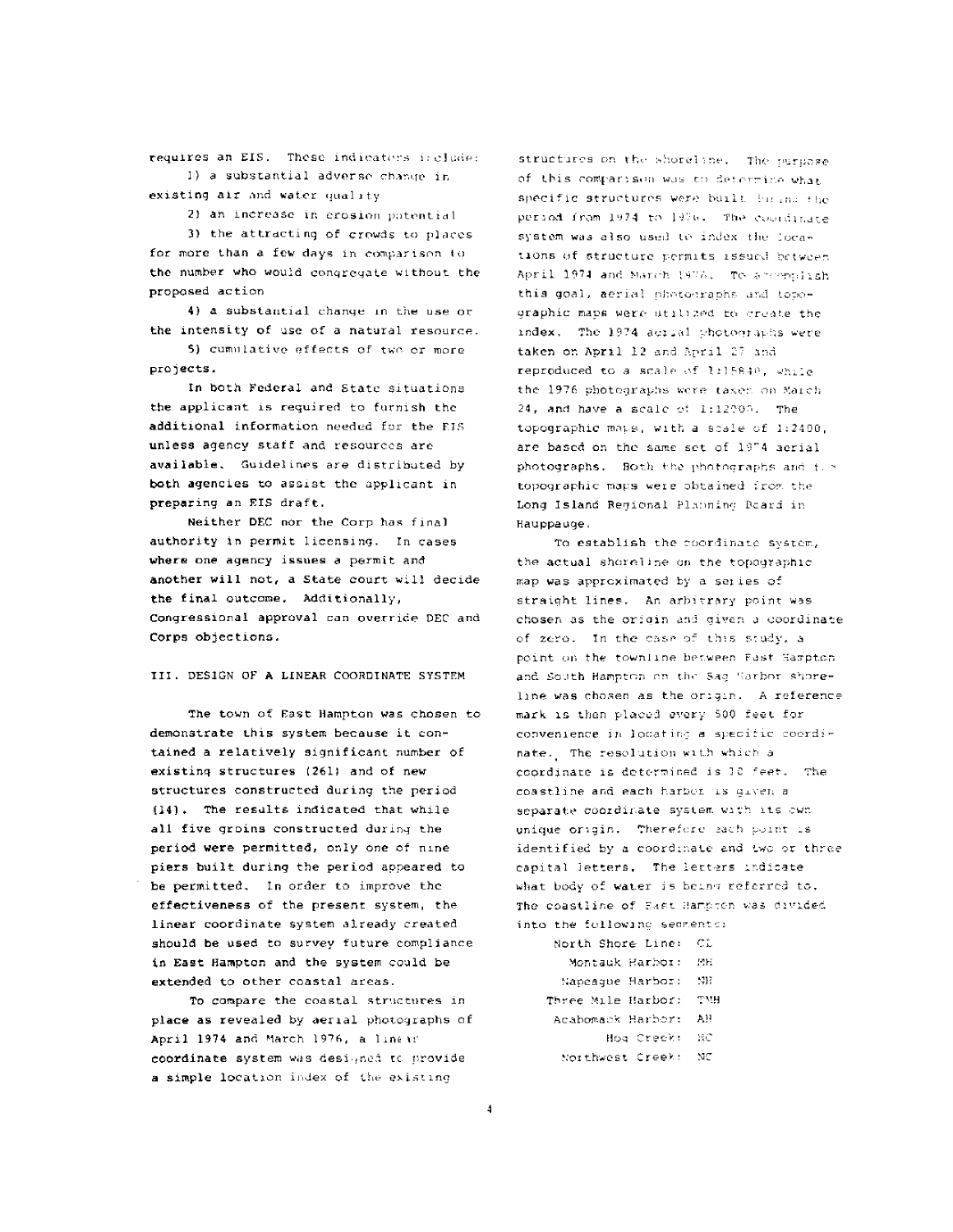requires an EIS. These indicators include:

1) a substantial adverse change in existing air and water quality

2) an increase in erosion potential

3) the attracting of crowds to places for more than a few days in comparison to the number who would congregate without the proposed action

4) a substantial change in the use or the intensity of use of a natural resource.

5) cumulative effects of two or more projects.

In both Federal and State situations the applicant is required to furnish the additional information needed for the EIS unless agency staff and resources are available. Guidelines are distributed by both agencies to assist the applicant in preparing an EIS draft.

Neither DEC nor the Corp has final authority in permit licensing. In cases where one agency issues a permit and another will not, a State court will decide the final outcome. Additionally, Congressional approval can override DEC and Corps objections.

## III. DESIGN OF A LINEAR COORDINATE SYSTEM

The town of East Hampton was chosen to demonstrate this system because it contained a relatively significant number of existing structures (261) and of new structures constructed during the period (14). The results indicated that while all five groins constructed during the period were permitted, only one of nine piers built during the period appeared to be permitted. In order to improve the effectiveness of the present system, the linear coordinate system already created should be used to survey future compliance in East Hampton and the system could be extended to other coastal areas.

To compare the coastal structures in place as revealed by aerial photographs of April 1974 and March 1976, a linear coordinate system was designed to provide a simple location index of the existing structures on the shoreline. The purpose of this comparison was to determine what specific structures were built during the period from 1974 to 1976. The coordinate system was also used to index the locations of structure permits issued between April 1974 and March 1976. To accomplish this goal, aerial photographs and topographic maps were utilized to create the index. The 1974 aerial photographs were taken on April 12 and April 27 and reproduced to a scale of 1:15840, while the 1976 photographs were taken on March 24, and have a scale of 1:12000. The topographic maps, with a scale of 1:2400, are based on the same set of 1974 aerial photographs. Both the photographs and the topographic maps were obtained from the Long Island Regional Planning Board in Hauppauge.

To establish the coordinate system, the actual shoreline on the topographic map was approximated by a series of straight lines. An arbitrary point was chosen as the origin and given a coordinate of zero. In the case of this study, a point on the townline between East Hampton and South Hampton on the Sag Harbor shoreline was chosen as the origin. A reference mark is then placed every 500 feet for convenience in locating a specific coordinate. The resolution with which a coordinate is determined is 10 feet. The coastline and each harbor is given a separate coordinate system with its own unique origin. Therefore each point is identified by a coordinate and two or three capital letters. The letters indicate what body of water is being referred to. The coastline of East Hampton was divided into the following segments:

- North Shore Line: CL
- Montauk Harbor: MH
- Napeague Harbor: NH
- Three Mile Harbor: TMH
- Acabomack Harbor: AH
- Hog Creek: HC
- Northwest Creek: NC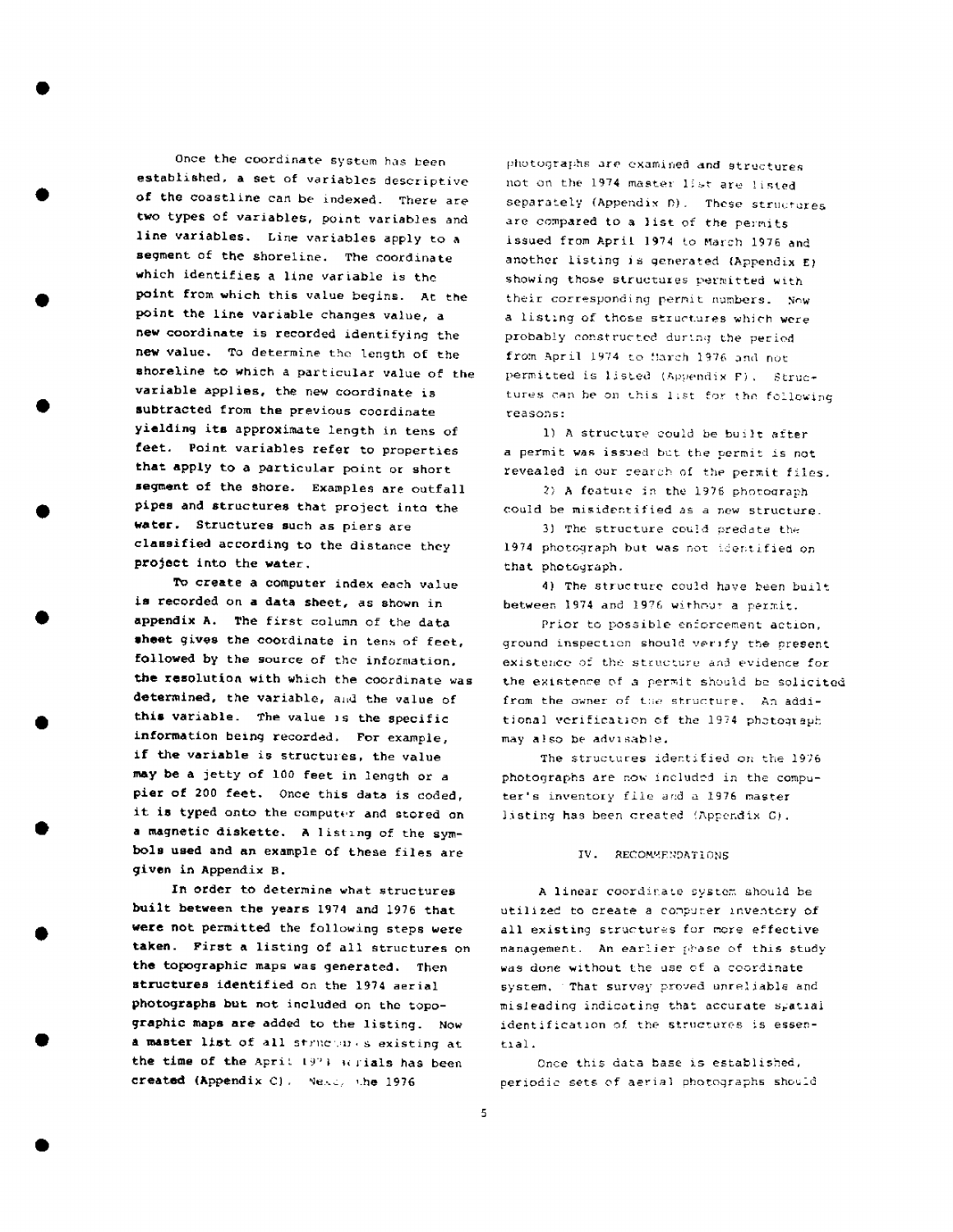Once the coordinate system has been established, a set of variables descriptive of the coastline can be indexed. There are two types of variables, point variables and line variables. Line variables apply to a segment of the shoreline. The coordinate which identifies a line variable is the point from which this value begins. At the point the line variable changes value, a new coordinate is recorded identifying the new value. To determine the length of the shoreline to which a particular value of the variable applies, the new coordinate is subtracted from the previous coordinate yielding its approximate length in tens of feet. Point variables refer to properties that apply to a particular point or short segment of the shore. Examples are outfall pipes and structures that project into the water. Structures such as piers are classified according to the distance they project into the water.

To create a computer index each value is recorded on a data sheet, as shown in appendix A. The first column of the data sheet gives the coordinate in tens of feet, followed by the source of the information, the resolution with which the coordinate was determined, the variable, and the value of this variable. The value is the specific information being recorded. For example, if the variable is structures, the value may be a jetty of 100 feet in length or a pier of 200 feet. Once this data is coded, it is typed onto the computer and stored on a magnetic diskette. A listing of the symbols used and an example of these files are given in Appendix B.

In order to determine what structures built between the years 1974 and 1976 that were not permitted the following steps were taken. First a listing of all structures on the topographic maps was generated. Then structures identified on the 1974 aerial photographs but not included on the topographic maps are added to the listing. Now a master list of all structures existing at the time of the April 1974 aerials has been created (Appendix C). Next, the 1976 photographs are examined and structures not on the 1974 master list are listed separately (Appendix D). These structures are compared to a list of the permits issued from April 1974 to March 1976 and another listing is generated (Appendix E) showing those structures permitted with their corresponding permit numbers. Now a listing of those structures which were probably constructed during the period from April 1974 to March 1976 and not permitted is listed (Appendix F). Structures can be on this list for the following reasons:

1) A structure could be built after a permit was issued but the permit is not revealed in our search of the permit files.

2) A feature in the 1976 photograph could be misidentified as a new structure.

3) The structure could predate the 1974 photograph but was not identified on that photograph.

4) The structure could have been built between 1974 and 1976 without a permit.

Prior to possible enforcement action, ground inspection should verify the present existence of the structure and evidence for the existence of a permit should be solicited from the owner of the structure. An additional verification of the 1974 photograph may also be advisable.

The structures identified on the 1976 photographs are now included in the computer's inventory file and a 1976 master listing has been created (Appendix G).

## IV. RECOMMENDATIONS

A linear coordinate system should be utilized to create a computer inventory of all existing structures for more effective management. An earlier phase of this study was done without the use of a coordinate system. That survey proved unreliable and misleading indicating that accurate spatial identification of the structures is essential.

Once this data base is established, periodic sets of aerial photographs should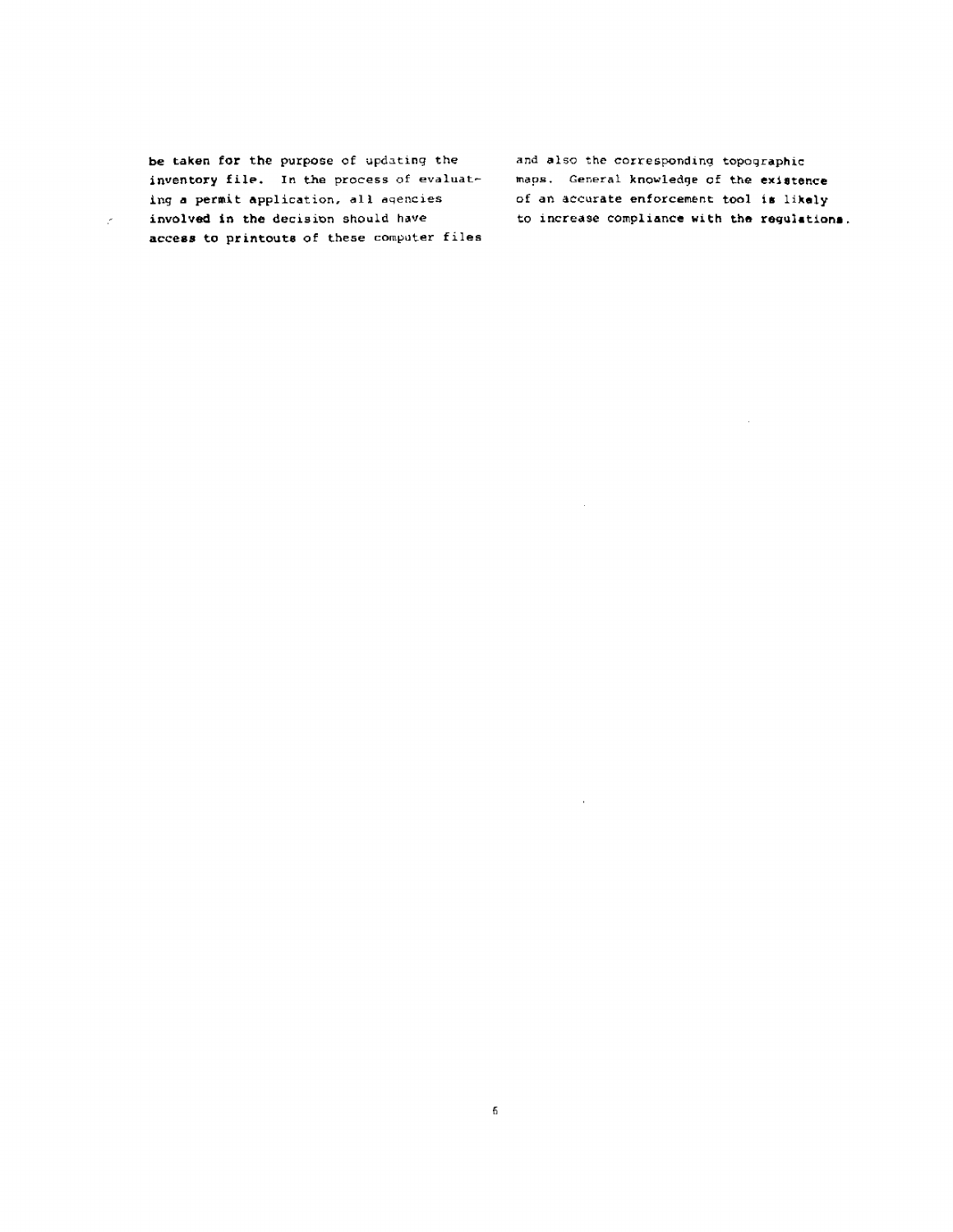be taken for the purpose of updating the inventory file. In the process of evaluating a permit application, all agencies involved in the decision should have access to printouts of these computer files and also the corresponding topographic maps. General knowledge of the existence of an accurate enforcement tool is likely to increase compliance with the regulations.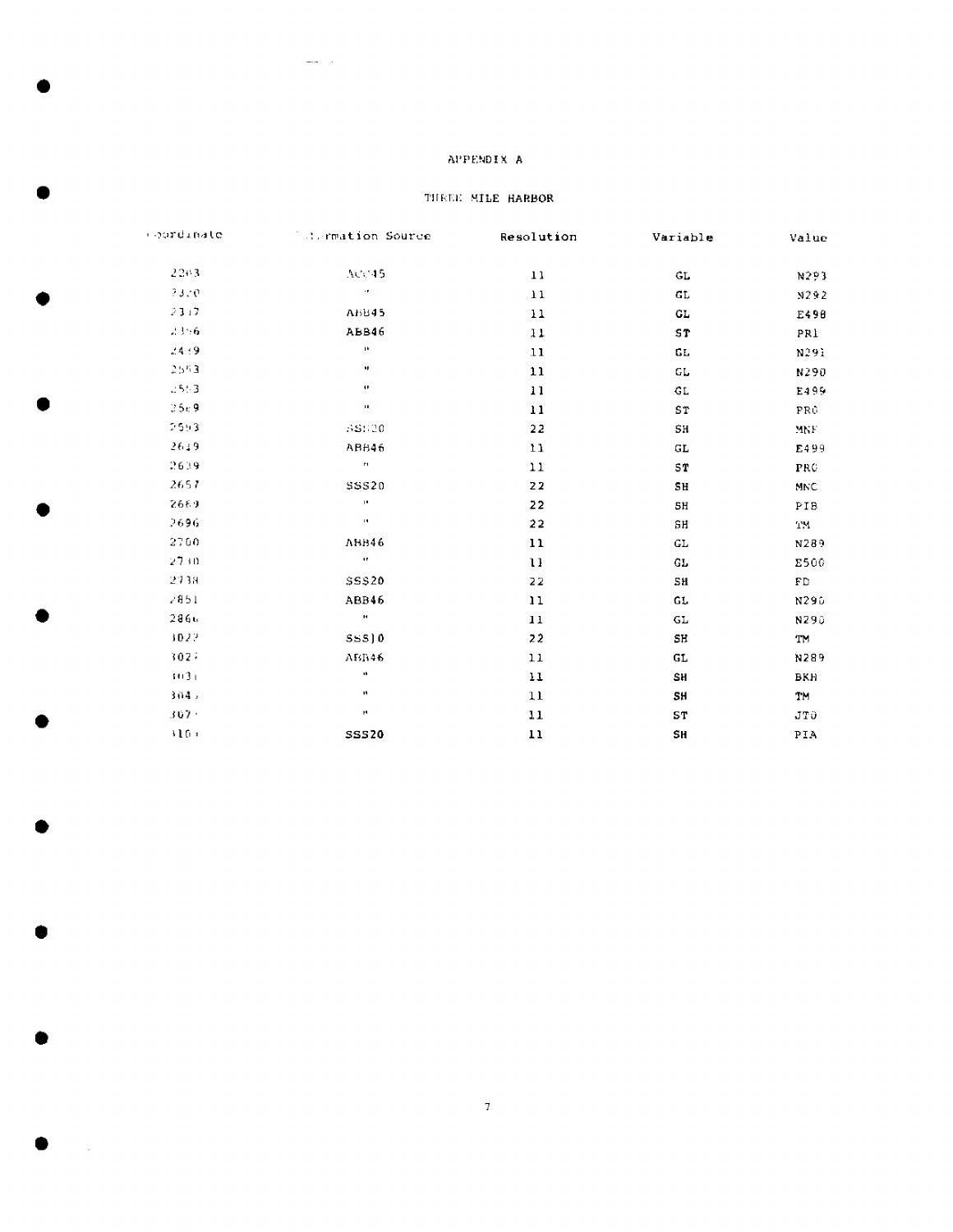APPENDIX A

THREE MILE HARBOR

| Coordinate | Information Source | Resolution | Variable | Value |
| --- | --- | --- | --- | --- |
| 2203 | ACC45 | 11 | GL | N293 |
| 2320 | " | 11 | GL | N292 |
| 2317 | ABB45 | 11 | GL | E498 |
| 2356 | ABB46 | 11 | ST | PR1 |
| 2439 | " | 11 | GL | N291 |
| 2553 | " | 11 | GL | N290 |
| 2553 | " | 11 | GL | E499 |
| 2569 | " | 11 | ST | PR0 |
| 2593 | SSS20 | 22 | SH | MNF |
| 2639 | ABB46 | 11 | GL | E499 |
| 2639 | " | 11 | ST | PR0 |
| 2657 | SSS20 | 22 | SH | MNC |
| 2669 | " | 22 | SH | PIB |
| 2696 | " | 22 | SH | TM |
| 2700 | ABB46 | 11 | GL | N289 |
| 2730 | " | 11 | GL | E500 |
| 2738 | SSS20 | 22 | SH | FD |
| 2851 | ABB46 | 11 | GL | N290 |
| 2866 | " | 11 | GL | N290 |
| 3022 | SSS10 | 22 | SH | TM |
| 3027 | ABB46 | 11 | GL | N289 |
| 3031 | " | 11 | SH | BKH |
| 3043 | " | 11 | SH | TM |
| 3074 | " | 11 | ST | JT0 |
| 3103 | SSS20 | 11 | SH | PIA |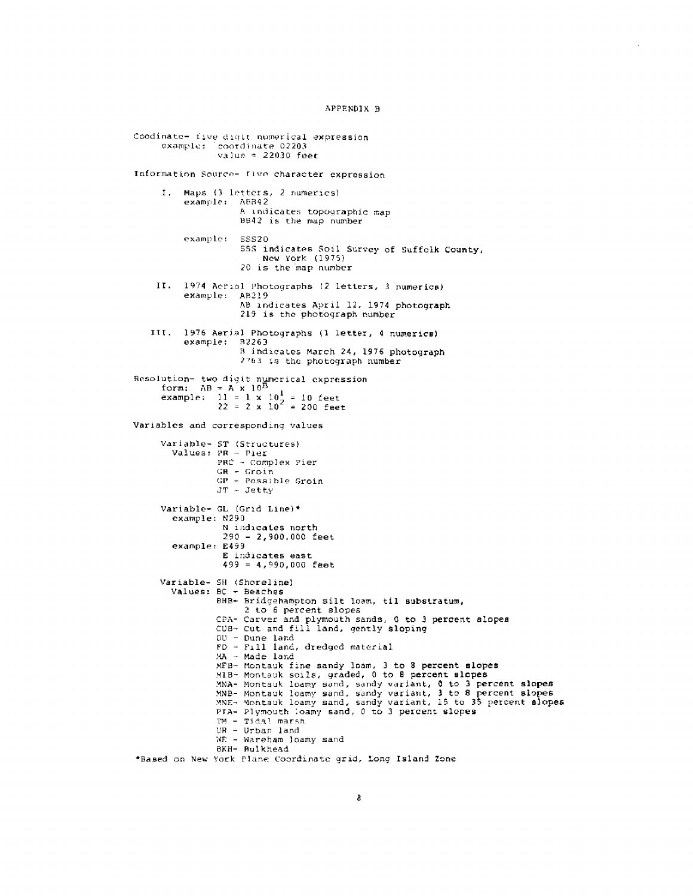# APPENDIX B

Coodinate- five digit numerical expression
   example: coordinate 02203
   value = 22030 feet

Information Source- five character expression

I. Maps (3 letters, 2 numerics)
   example: ABB42
   A indicates topographic map
   BB42 is the map number

   example: SSS20
   SSS indicates Soil Survey of Suffolk County, New York (1975)
   20 is the map number

II. 1974 Aerial Photographs (2 letters, 3 numerics)
   example: AB219
   AB indicates April 12, 1974 photograph
   219 is the photograph number

III. 1976 Aerial Photographs (1 letter, 4 numerics)
   example: B2263
   B indicates March 24, 1976 photograph
   2263 is the photograph number

Resolution- two digit numerical expression
   form: $AB = A \times 10^B$
   example: $11 = 1 \times 10^1 = 10$ feet
   $22 = 2 \times 10^2 = 200$ feet

Variables and corresponding values

Variable- ST (Structures)
   Values: PR - Pier
   PRC - Complex Pier
   GR - Groin
   GP - Possible Groin
   JT - Jetty

Variable- GL (Grid Line)*
   example: N290
   N indicates north
   290 = 2,900,000 feet
   example: E499
   E indicates east
   499 = 4,990,000 feet

Variable- SH (Shoreline)
   Values: BC - Beaches
   BHB- Bridgehampton silt loam, til substratum, 2 to 6 percent slopes
   CPA- Carver and plymouth sands, 0 to 3 percent slopes
   CUB- Cut and fill land, gently sloping
   DU - Dune land
   FD - Fill land, dredged material
   MA - Made land
   MFB- Montauk fine sandy loam, 3 to 8 percent slopes
   MIB- Montauk soils, graded, 0 to 8 percent slopes
   MNA- Montauk loamy sand, sandy variant, 0 to 3 percent slopes
   MNB- Montauk loamy sand, sandy variant, 3 to 8 percent slopes
   MNE- Montauk loamy sand, sandy variant, 15 to 35 percent slopes
   PLA- Plymouth loamy sand, 0 to 3 percent slopes
   TM - Tidal marsh
   UR - Urban land
   WE - Wareham loamy sand
   BKH- Bulkhead

*Based on New York Plane Coordinate grid, Long Island Zone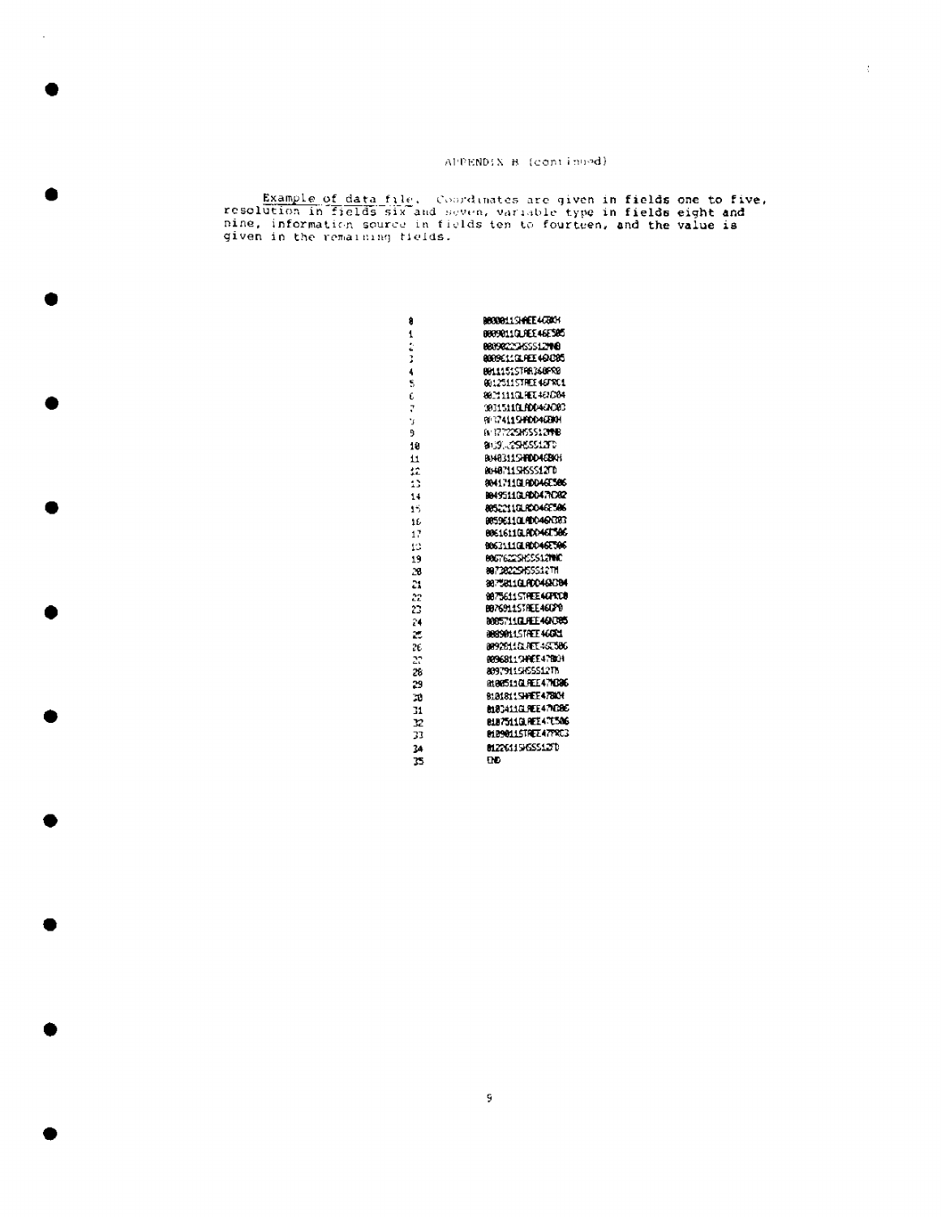APPENDIX B (continued)

Example of data file. Coordinates are given in fields one to five, resolution in fields six and seven, variable type in fields eight and nine, information source in fields ten to fourteen, and the value is given in the remaining fields.

```
0     0000011SHAEE4GBKH
1     0009011GLAEE46E505
2     0009022SHSSS12MNB
3     0009E11GLAEE46CO05
4     0011151STRR160FRB
5     0012511STAEE46FRC1
6     0021111GLAEE46CO04
7     0031511GLADD46CO03
8     0037411SHADD46BKH
9     0037722SHSSS12MNB
10    0039.2SHSSS12FD
11    0040311SHADD46BKH
12    0040711SHSSS12FD
13    0041711GLADD46E506
14    0049511GLADD47CO02
15    0052211GLADD46E506
16    0059611GLADD46CO03
17    0061611GLADD46E506
18    0062111GLADD46E506
19    0067622SHSSS12MNC
20    0073022SHSSS12TH
21    0075811GLADD46CO04
22    0075611STAEE46PRC0
23    0076911STAEE46GP0
24    0085711GLAEE46CO05
25    0089011STAEE46GR1
26    0092911GLAEE46E506
27    0096811SHAEE47BKH
28    0097911SHSSS12TH
29    0100511GLAEE47CO06
30    0101811SHAEE47BKH
31    0103411GLAEE47CO06
32    0107511GLAEE47E506
33    0109011STAEE47PRC3
34    0122611SHSSS12FD
35    END
```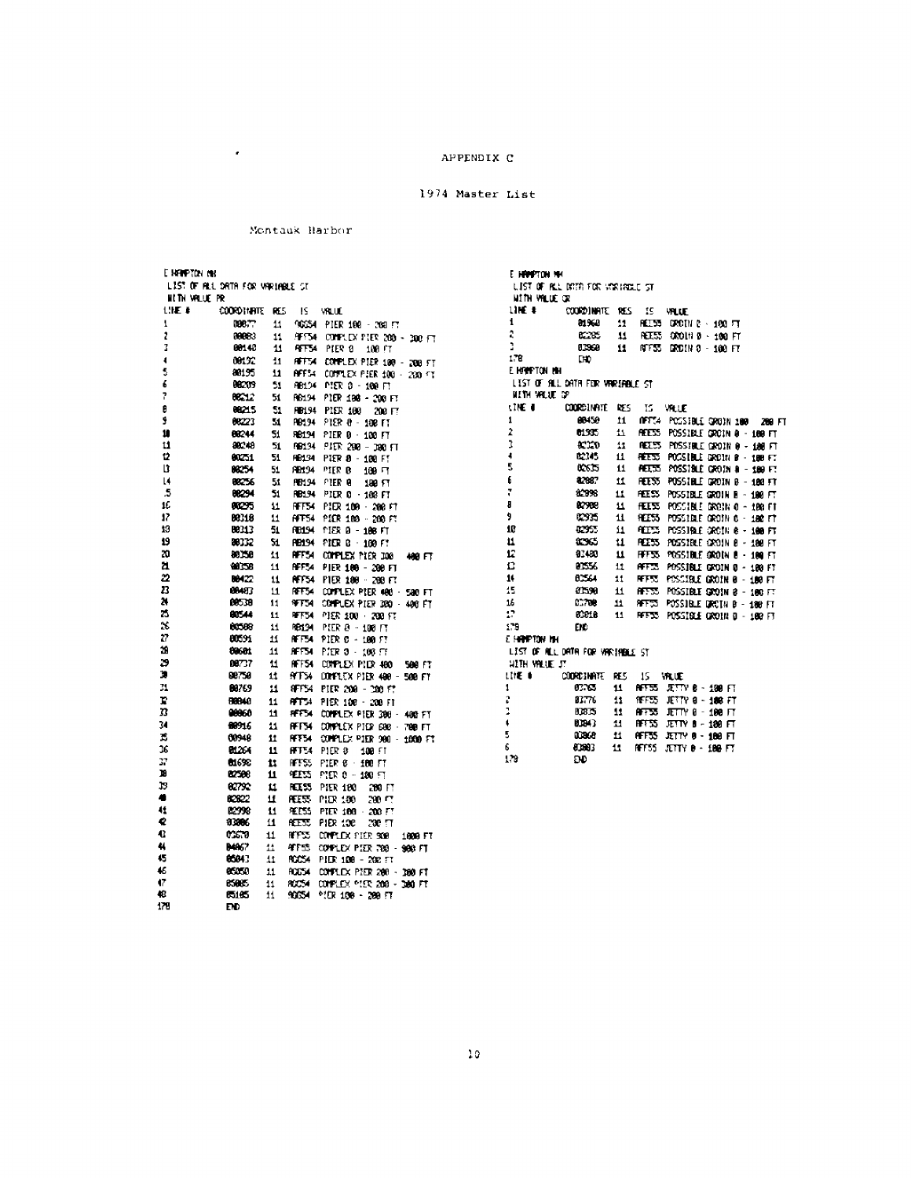APPENDIX C

1974 Master List

Montauk Harbor

E HAMPTON MH
LIST OF ALL DATA FOR VARIABLE ST
WITH VALUE PR

| LINE # | COORDINATE | RES | IS | VALUE |
|---|---|---|---|---|
| 1 | 00077 | 11 | AGG54 | PIER 100 - 200 FT |
| 2 | 00083 | 11 | AFF54 | COMPLEX PIER 200 - 300 FT |
| 3 | 00140 | 11 | AFF54 | PIER 0 - 100 FT |
| 4 | 00192 | 11 | AFF54 | COMPLEX PIER 100 - 200 FT |
| 5 | 00195 | 11 | AFF54 | COMPLEX PIER 100 - 200 FT |
| 6 | 00209 | 51 | AB194 | PIER 0 - 100 FT |
| 7 | 00212 | 51 | AB194 | PIER 100 - 200 FT |
| 8 | 00215 | 51 | AB194 | PIER 100 - 200 FT |
| 9 | 00223 | 51 | AB194 | PIER 0 - 100 FT |
| 10 | 00244 | 51 | AB194 | PIER 0 - 100 FT |
| 11 | 00248 | 51 | AB194 | PIER 200 - 300 FT |
| 12 | 00251 | 51 | AB194 | PIER 0 - 100 FT |
| 13 | 00254 | 51 | AB194 | PIER 0 - 100 FT |
| 14 | 00256 | 51 | AB194 | PIER 0 - 100 FT |
| 15 | 00294 | 51 | AB194 | PIER 0 - 100 FT |
| 16 | 00295 | 11 | AFF54 | PIER 100 - 200 FT |
| 17 | 00318 | 11 | AFF54 | PIER 100 - 200 FT |
| 18 | 00313 | 51 | AB194 | PIER 0 - 100 FT |
| 19 | 00332 | 51 | AB194 | PIER 0 - 100 FT |
| 20 | 00358 | 11 | AFF54 | COMPLEX PIER 300 - 400 FT |
| 21 | 00358 | 11 | AFF54 | PIER 100 - 200 FT |
| 22 | 00422 | 11 | AFF54 | PIER 100 - 200 FT |
| 23 | 00483 | 11 | AFF54 | COMPLEX PIER 400 - 500 FT |
| 24 | 00538 | 11 | AFF54 | COMPLEX PIER 300 - 400 FT |
| 25 | 00544 | 11 | AFF54 | PIER 100 - 200 FT |
| 26 | 00588 | 11 | AB194 | PIER 0 - 100 FT |
| 27 | 00591 | 11 | AFF54 | PIER 0 - 100 FT |
| 28 | 00601 | 11 | AFF54 | PIER 0 - 100 FT |
| 29 | 00737 | 11 | AFF54 | COMPLEX PIER 400 - 500 FT |
| 30 | 00758 | 11 | AFF54 | COMPLEX PIER 400 - 500 FT |
| 31 | 00769 | 11 | AFF54 | PIER 200 - 300 FT |
| 32 | 00840 | 11 | AFF54 | PIER 100 - 200 FT |
| 33 | 00860 | 11 | AFF54 | COMPLEX PIER 300 - 400 FT |
| 34 | 00916 | 11 | AFF54 | COMPLEX PIER 600 - 700 FT |
| 35 | 00948 | 11 | AFF54 | COMPLEX PIER 900 - 1000 FT |
| 36 | 01264 | 11 | AFF54 | PIER 0 - 100 FT |
| 37 | 01698 | 11 | AFF55 | PIER 0 - 100 FT |
| 38 | 02588 | 11 | AEE55 | PIER 0 - 100 FT |
| 39 | 02792 | 11 | AEE55 | PIER 100 - 200 FT |
| 40 | 02822 | 11 | AEE55 | PIER 100 - 200 FT |
| 41 | 02998 | 11 | AEE55 | PIER 100 - 200 FT |
| 42 | 03006 | 11 | AEE55 | PIER 100 - 200 FT |
| 43 | 03670 | 11 | AFF55 | COMPLEX PIER 900 - 1000 FT |
| 44 | 04467 | 11 | AFF55 | COMPLEX PIER 700 - 900 FT |
| 45 | 05043 | 11 | AGG54 | PIER 100 - 200 FT |
| 46 | 05050 | 11 | AGG54 | COMPLEX PIER 200 - 300 FT |
| 47 | 05085 | 11 | AGG54 | COMPLEX PIER 200 - 300 FT |
| 48 | 05105 | 11 | AGG54 | PIER 100 - 200 FT |
| 178 | END | | | |

E HAMPTON MH
LIST OF ALL DATA FOR VARIABLE ST
WITH VALUE GR

| LINE # | COORDINATE | RES | IS | VALUE |
|---|---|---|---|---|
| 1 | 01960 | 11 | AEE55 | GROIN 0 - 100 FT |
| 2 | 02205 | 11 | AEE55 | GROIN 0 - 100 FT |
| 3 | 03960 | 11 | AFF55 | GROIN 0 - 100 FT |
| 178 | END | | | |

E HAMPTON MH
LIST OF ALL DATA FOR VARIABLE ST
WITH VALUE GP

| LINE # | COORDINATE | RES | IS | VALUE |
|---|---|---|---|---|
| 1 | 00450 | 11 | AFF54 | POSSIBLE GROIN 100 - 200 FT |
| 2 | 01935 | 11 | AEE55 | POSSIBLE GROIN 0 - 100 FT |
| 3 | 02020 | 11 | AEE55 | POSSIBLE GROIN 0 - 100 FT |
| 4 | 02145 | 11 | AEE55 | POSSIBLE GROIN 0 - 100 FT |
| 5 | 02635 | 11 | AEE55 | POSSIBLE GROIN 0 - 100 FT |
| 6 | 02887 | 11 | AEE55 | POSSIBLE GROIN 0 - 100 FT |
| 7 | 02898 | 11 | AEE55 | POSSIBLE GROIN 0 - 100 FT |
| 8 | 02908 | 11 | AEE55 | POSSIBLE GROIN 0 - 100 FT |
| 9 | 02935 | 11 | AEE55 | POSSIBLE GROIN 0 - 100 FT |
| 10 | 02955 | 11 | AEE55 | POSSIBLE GROIN 0 - 100 FT |
| 11 | 02965 | 11 | AEE55 | POSSIBLE GROIN 0 - 100 FT |
| 12 | 03480 | 11 | AFF55 | POSSIBLE GROIN 0 - 100 FT |
| 13 | 03556 | 11 | AFF55 | POSSIBLE GROIN 0 - 100 FT |
| 14 | 03564 | 11 | AFF55 | POSSIBLE GROIN 0 - 100 FT |
| 15 | 03598 | 11 | AFF55 | POSSIBLE GROIN 0 - 100 FT |
| 16 | 03708 | 11 | AFF55 | POSSIBLE GROIN 0 - 100 FT |
| 17 | 03818 | 11 | AFF55 | POSSIBLE GROIN 0 - 100 FT |
| 178 | END | | | |

E HAMPTON MH
LIST OF ALL DATA FOR VARIABLE ST
WITH VALUE JT

| LINE # | COORDINATE | RES | IS | VALUE |
|---|---|---|---|---|
| 1 | 03763 | 11 | AFF55 | JETTY 0 - 100 FT |
| 2 | 03776 | 11 | AFF55 | JETTY 0 - 100 FT |
| 3 | 03835 | 11 | AFF55 | JETTY 0 - 100 FT |
| 4 | 03843 | 11 | AFF55 | JETTY 0 - 100 FT |
| 5 | 03868 | 11 | AFF55 | JETTY 0 - 100 FT |
| 6 | 03883 | 11 | AFF55 | JETTY 0 - 100 FT |
| 178 | END | | | |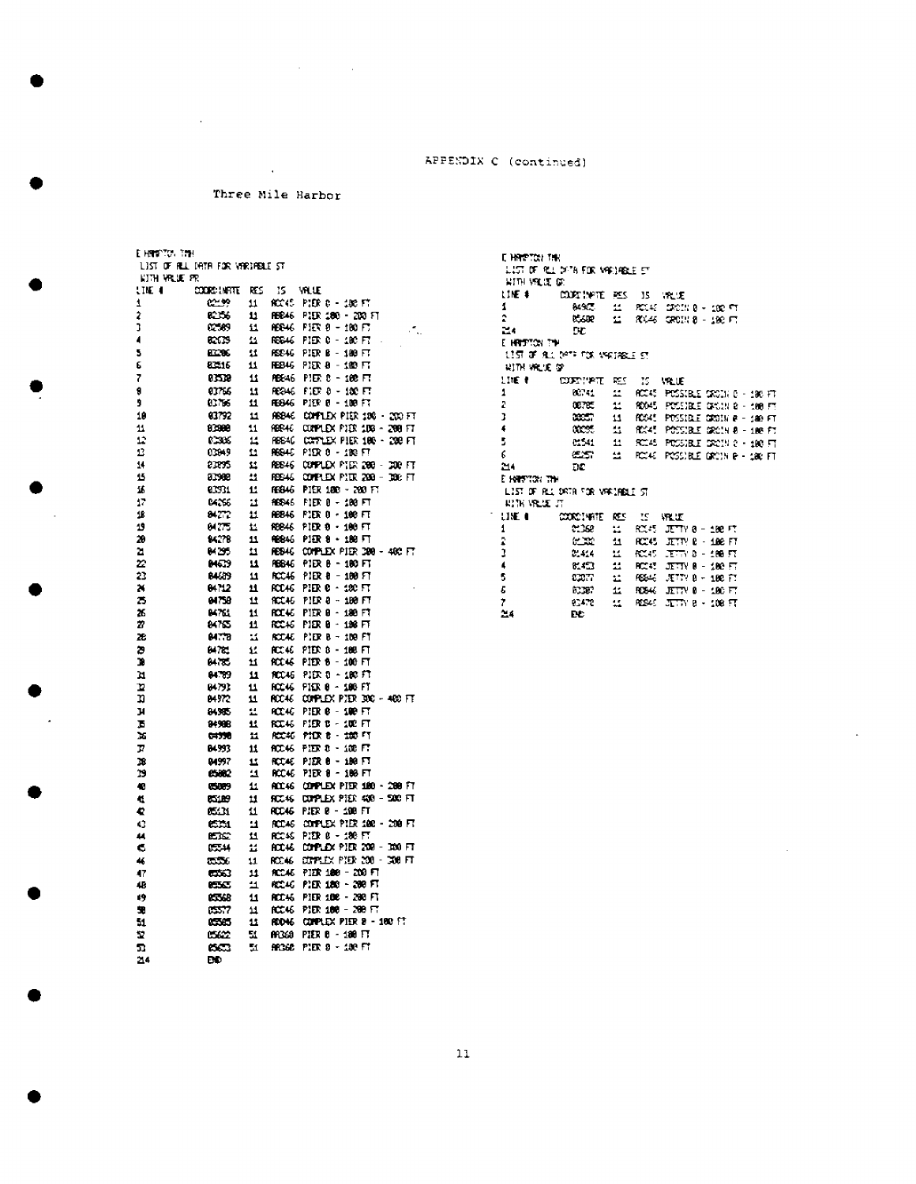APPENDIX C (continued)

## Three Mile Harbor

E HAMPTON TWN
LIST OF ALL DATA FOR VARIABLE ST
WITH VALUE PR

| LINE # | COORDINATE | RES | IS | VALUE |
|---|---|---|---|---|
| 1 | 02199 | 11 | ACC45 | PIER 0 - 100 FT |
| 2 | 02356 | 11 | ABB46 | PIER 100 - 200 FT |
| 3 | 02589 | 11 | ABB46 | PIER 0 - 100 FT |
| 4 | 02679 | 11 | ABB46 | PIER 0 - 100 FT |
| 5 | 03206 | 11 | ABB46 | PIER 0 - 100 FT |
| 6 | 03516 | 11 | ABB46 | PIER 0 - 100 FT |
| 7 | 03530 | 11 | ABB46 | PIER 0 - 100 FT |
| 8 | 03766 | 11 | ABB46 | PIER 0 - 100 FT |
| 9 | 03796 | 11 | ABB46 | PIER 0 - 100 FT |
| 10 | 03792 | 11 | ABB46 | COMPLEX PIER 100 - 200 FT |
| 11 | 03800 | 11 | ABB46 | COMPLEX PIER 100 - 200 FT |
| 12 | 03806 | 11 | ABB46 | COMPLEX PIER 100 - 200 FT |
| 13 | 03849 | 11 | ABB46 | PIER 0 - 100 FT |
| 14 | 03895 | 11 | ABB46 | COMPLEX PIER 200 - 300 FT |
| 15 | 03900 | 11 | ABB46 | COMPLEX PIER 200 - 300 FT |
| 16 | 03931 | 11 | ABB46 | PIER 100 - 200 FT |
| 17 | 04266 | 11 | ABB46 | PIER 0 - 100 FT |
| 18 | 04272 | 11 | ABB46 | PIER 0 - 100 FT |
| 19 | 04275 | 11 | ABB46 | PIER 0 - 100 FT |
| 20 | 04278 | 11 | ABB46 | PIER 0 - 100 FT |
| 21 | 04295 | 11 | ABB46 | COMPLEX PIER 300 - 400 FT |
| 22 | 04639 | 11 | ABB46 | PIER 0 - 100 FT |
| 23 | 04689 | 11 | ACC46 | PIER 0 - 100 FT |
| 24 | 04712 | 11 | ACC46 | PIER 0 - 100 FT |
| 25 | 04750 | 11 | ACC46 | PIER 0 - 100 FT |
| 26 | 04761 | 11 | ACC46 | PIER 0 - 100 FT |
| 27 | 04765 | 11 | ACC46 | PIER 0 - 100 FT |
| 28 | 04778 | 11 | ACC46 | PIER 0 - 100 FT |
| 29 | 04781 | 11 | ACC46 | PIER 0 - 100 FT |
| 30 | 04785 | 11 | ACC46 | PIER 0 - 100 FT |
| 31 | 04789 | 11 | ACC46 | PIER 0 - 100 FT |
| 32 | 04793 | 11 | ACC46 | PIER 0 - 100 FT |
| 33 | 04972 | 11 | ACC46 | COMPLEX PIER 300 - 400 FT |
| 34 | 04985 | 11 | ACC46 | PIER 0 - 100 FT |
| 35 | 04988 | 11 | ACC46 | PIER 0 - 100 FT |
| 36 | 04990 | 11 | ACC46 | PIER 0 - 100 FT |
| 37 | 04993 | 11 | ACC46 | PIER 0 - 100 FT |
| 38 | 04997 | 11 | ACC46 | PIER 0 - 100 FT |
| 39 | 05002 | 11 | ACC46 | PIER 0 - 100 FT |
| 40 | 05009 | 11 | ACC46 | COMPLEX PIER 100 - 200 FT |
| 41 | 05109 | 11 | ACC46 | COMPLEX PIER 400 - 500 FT |
| 42 | 05131 | 11 | ACC46 | PIER 0 - 100 FT |
| 43 | 05351 | 11 | ACC46 | COMPLEX PIER 100 - 200 FT |
| 44 | 05352 | 11 | ACC46 | PIER 0 - 100 FT |
| 45 | 05544 | 11 | ACC46 | COMPLEX PIER 200 - 300 FT |
| 46 | 05556 | 11 | ACC46 | COMPLEX PIER 200 - 300 FT |
| 47 | 05563 | 11 | ACC46 | PIER 100 - 200 FT |
| 48 | 05565 | 11 | ACC46 | PIER 100 - 200 FT |
| 49 | 05568 | 11 | ACC46 | PIER 100 - 200 FT |
| 50 | 05577 | 11 | ACC46 | PIER 100 - 200 FT |
| 51 | 05585 | 11 | ADD46 | COMPLEX PIER 0 - 100 FT |
| 52 | 05622 | 51 | AA360 | PIER 0 - 100 FT |
| 53 | 05653 | 51 | AA360 | PIER 0 - 100 FT |
| 214 | END | | | |

E HAMPTON TWN
LIST OF ALL DATA FOR VARIABLE ST
WITH VALUE GR

| LINE # | COORDINATE | RES | IS | VALUE |
|---|---|---|---|---|
| 1 | 04902 | 11 | ACC46 | GROIN 0 - 100 FT |
| 2 | 05600 | 11 | ACC46 | GROIN 0 - 100 FT |
| 214 | END | | | |

E HAMPTON TWN
LIST OF ALL DATA FOR VARIABLE ST
WITH VALUE GP

| LINE # | COORDINATE | RES | IS | VALUE |
|---|---|---|---|---|
| 1 | 00741 | 11 | ACC45 | POSSIBLE GROIN 0 - 100 FT |
| 2 | 00785 | 11 | ADD45 | POSSIBLE GROIN 0 - 100 FT |
| 3 | 00857 | 11 | ADD45 | POSSIBLE GROIN 0 - 100 FT |
| 4 | 00895 | 11 | ACC45 | POSSIBLE GROIN 0 - 100 FT |
| 5 | 01541 | 11 | ACC45 | POSSIBLE GROIN 0 - 100 FT |
| 6 | 05257 | 11 | ACC46 | POSSIBLE GROIN 0 - 100 FT |
| 214 | END | | | |

E HAMPTON TWN
LIST OF ALL DATA FOR VARIABLE ST
WITH VALUE JT

| LINE # | COORDINATE | RES | IS | VALUE |
|---|---|---|---|---|
| 1 | 01360 | 11 | ACC45 | JETTY 0 - 100 FT |
| 2 | 01382 | 11 | ACC45 | JETTY 0 - 100 FT |
| 3 | 01414 | 11 | ACC45 | JETTY 0 - 100 FT |
| 4 | 01453 | 11 | ACC45 | JETTY 0 - 100 FT |
| 5 | 02077 | 11 | ABB46 | JETTY 0 - 100 FT |
| 6 | 02387 | 11 | ABB46 | JETTY 0 - 100 FT |
| 7 | 02470 | 11 | ABB46 | JETTY 0 - 100 FT |
| 214 | END | | | |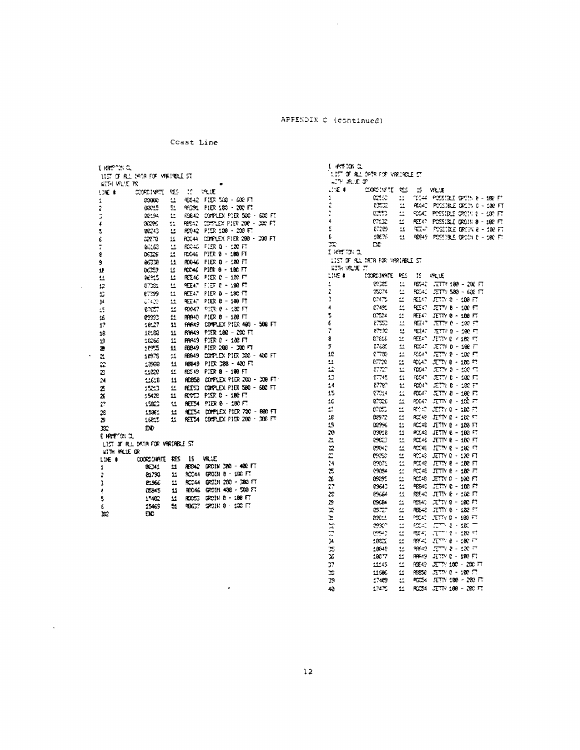APPENDIX C (continued)

Coast Line

E HAMPTON CL
LIST OF ALL DATA FOR VARIABLE ST
WITH VALUE PR

| LINE # | COORDINATE | RES | IS | VALUE |
|---|---|---|---|---|
| 1 | 00000 | 11 | RE642 | PIER 500 - 600 FT |
| 2 | 00015 | 51 | RR391 | PIER 100 - 200 FT |
| 3 | 00194 | 11 | RE642 | COMPLEX PIER 500 - 600 FT |
| 4 | 00296 | 11 | RR542 | COMPLEX PIER 200 - 300 FT |
| 5 | 00243 | 11 | RE642 | PIER 100 - 200 FT |
| 6 | 02270 | 11 | RCC44 | COMPLEX PIER 200 - 300 FT |
| 7 | 06160 | 11 | RCC46 | PIER 0 - 100 FT |
| 8 | 06326 | 11 | RD646 | PIER 0 - 100 FT |
| 9 | 06338 | 11 | RD046 | PIER 0 - 100 FT |
| 10 | 06359 | 11 | RDD46 | PIER 0 - 100 FT |
| 11 | 06915 | 11 | REE46 | PIER 0 - 100 FT |
| 12 | 07381 | 11 | REE47 | PIER 0 - 100 FT |
| 13 | 07399 | 11 | REE47 | PIER 0 - 100 FT |
| 14 | 07420 | 11 | REE47 | PIER 0 - 100 FT |
| 15 | 07007 | 11 | RD047 | PIER 0 - 100 FT |
| 16 | 09993 | 11 | RRR40 | PIER 0 - 100 FT |
| 17 | 10127 | 11 | RRR49 | COMPLEX PIER 400 - 500 FT |
| 18 | 10180 | 11 | RRR49 | PIER 100 - 200 FT |
| 19 | 10266 | 11 | RRR49 | PIER 0 - 100 FT |
| 20 | 10955 | 11 | RB849 | PIER 200 - 300 FT |
| 21 | 10978 | 11 | RB849 | COMPLEX PIER 300 - 400 FT |
| 22 | 13908 | 11 | RB849 | PIER 300 - 400 FT |
| 23 | 11020 | 11 | RCC49 | PIER 0 - 100 FT |
| 24 | 11018 | 11 | RD858 | COMPLEX PIER 200 - 300 FT |
| 25 | 15213 | 11 | REE53 | COMPLEX PIER 500 - 600 FT |
| 26 | 15420 | 11 | RCC53 | PIER 0 - 100 FT |
| 27 | 15823 | 11 | REE54 | PIER 0 - 100 FT |
| 28 | 15961 | 11 | REE54 | COMPLEX PIER 700 - 800 FT |
| 29 | 16015 | 11 | REE54 | COMPLEX PIER 200 - 300 FT |
| 30 | END | | | |

E HAMPTON CL
LIST OF ALL DATA FOR VARIABLE ST
WITH VALUE GR

| LINE # | COORDINATE | RES | IS | VALUE |
|---|---|---|---|---|
| 1 | 00341 | 11 | RB842 | GROIN 300 - 400 FT |
| 2 | 01793 | 11 | RCC44 | GROIN 0 - 100 FT |
| 3 | 01966 | 11 | RCC44 | GROIN 200 - 300 FT |
| 4 | 05845 | 11 | RDC46 | GROIN 400 - 500 FT |
| 5 | 15402 | 11 | RDD53 | GROIN 0 - 100 FT |
| 6 | 15465 | 51 | RB637 | GROIN 0 - 100 FT |
| 302 | END | | | |

E HAMPTON CL
LIST OF ALL DATA FOR VARIABLE ST
WITH VALUE GP

| LINE # | COORDINATE | RES | IS | VALUE |
|---|---|---|---|---|
| 1 | 02550 | 11 | RCC44 | POSSIBLE GROIN 0 - 100 FT |
| 2 | 03502 | 11 | RCC42 | POSSIBLE GROIN 0 - 100 FT |
| 3 | 03553 | 11 | RCC42 | POSSIBLE GROIN 0 - 100 FT |
| 4 | 07432 | 11 | REE47 | POSSIBLE GROIN 0 - 100 FT |
| 5 | 07289 | 11 | REE47 | POSSIBLE GROIN 0 - 100 FT |
| 6 | 10676 | 11 | RB849 | POSSIBLE GROIN 0 - 100 FT |
| 302 | END | | | |

E HAMPTON CL
LIST OF ALL DATA FOR VARIABLE ST
WITH VALUE JT

| LINE # | COORDINATE | RES | IS | VALUE |
|---|---|---|---|---|
| 1 | 05305 | 11 | RB542 | JETTY 100 - 200 FT |
| 2 | 05074 | 11 | RCC42 | JETTY 500 - 600 FT |
| 3 | 07475 | 11 | REE47 | JETTY 0 - 100 FT |
| 4 | 07491 | 11 | REE47 | JETTY 0 - 100 FT |
| 5 | 07524 | 11 | REE47 | JETTY 0 - 100 FT |
| 6 | 07550 | 11 | REE47 | JETTY 0 - 100 FT |
| 7 | 07580 | 11 | REE47 | JETTY 0 - 100 FT |
| 8 | 07616 | 11 | REE47 | JETTY 0 - 100 FT |
| 9 | 07680 | 11 | RDC47 | JETTY 0 - 100 FT |
| 10 | 07700 | 11 | RCC47 | JETTY 0 - 100 FT |
| 11 | 07720 | 11 | RCC47 | JETTY 0 - 100 FT |
| 12 | 07727 | 11 | RDD47 | JETTY 0 - 100 FT |
| 13 | 07745 | 11 | RDD47 | JETTY 0 - 100 FT |
| 14 | 07787 | 11 | RDD47 | JETTY 0 - 100 FT |
| 15 | 07814 | 11 | RDC47 | JETTY 0 - 100 FT |
| 16 | 07826 | 11 | RDC47 | JETTY 0 - 100 FT |
| 17 | 07855 | 11 | RCC47 | JETTY 0 - 100 FT |
| 18 | 08972 | 11 | RCC48 | JETTY 0 - 100 FT |
| 19 | 08996 | 11 | RCC48 | JETTY 0 - 100 FT |
| 20 | 09010 | 11 | RCC48 | JETTY 0 - 100 FT |
| 21 | 09023 | 11 | RCC48 | JETTY 0 - 100 FT |
| 22 | 09042 | 11 | RCC48 | JETTY 0 - 100 FT |
| 23 | 09050 | 11 | RCC48 | JETTY 0 - 100 FT |
| 24 | 09071 | 11 | RCC48 | JETTY 0 - 100 FT |
| 25 | 09084 | 11 | RCC48 | JETTY 0 - 100 FT |
| 26 | 09095 | 11 | RCC48 | JETTY 0 - 100 FT |
| 27 | 09642 | 11 | RB840 | JETTY 0 - 100 FT |
| 28 | 09664 | 11 | RB840 | JETTY 0 - 100 FT |
| 29 | 09684 | 11 | RB840 | JETTY 0 - 100 FT |
| 30 | 09707 | 11 | RB840 | JETTY 0 - 100 FT |
| 31 | 09811 | 11 | RCC40 | JETTY 0 - 100 FT |
| 32 | 09907 | 11 | RCC40 | JETTY 0 - 100 FT |
| 33 | 09940 | 11 | RCC40 | JETTY 0 - 100 FT |
| 34 | 10021 | 11 | RRR40 | JETTY 0 - 100 FT |
| 35 | 10049 | 11 | RRR49 | JETTY 0 - 100 FT |
| 36 | 10077 | 11 | RRR49 | JETTY 0 - 100 FT |
| 37 | 11145 | 11 | RB849 | JETTY 100 - 200 FT |
| 38 | 11686 | 11 | RB850 | JETTY 0 - 100 FT |
| 39 | 17489 | 11 | RCC54 | JETTY 100 - 200 FT |
| 40 | 17475 | 11 | RCC54 | JETTY 100 - 200 FT |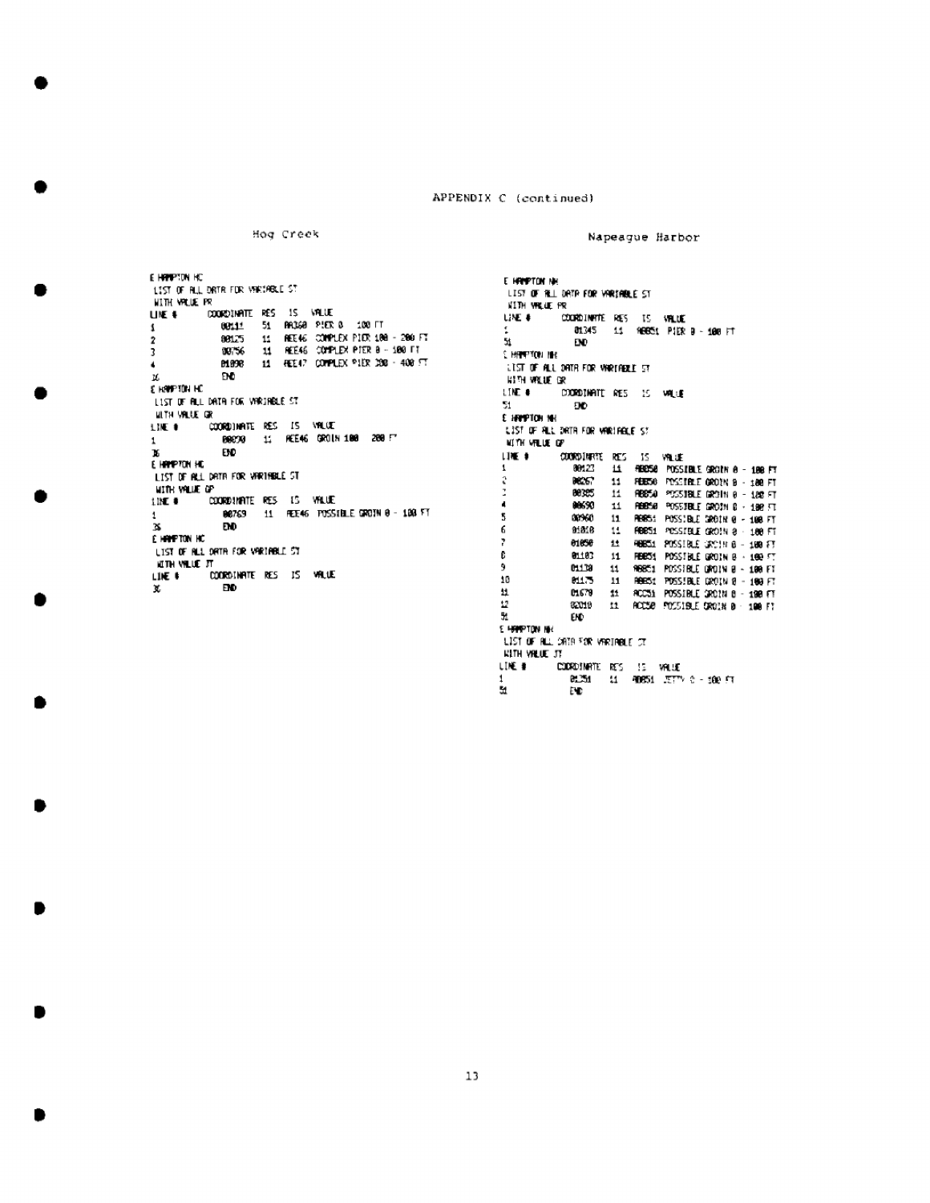APPENDIX C (continued)

## Hog Creek

```
E HAMPTON HC
 LIST OF ALL DATA FOR VARIABLE ST
 WITH VALUE PR
LINE #      COORDINATE  RES   IS   VALUE
1           00111       51   AA160  PIER 0 - 100 FT
2           00125       11   AEE46  COMPLEX PIER 100 - 200 FT
3           00756       11   AEE46  COMPLEX PIER 0 - 100 FT
4           01098       11   AEE47  COMPLEX PIER 200 - 400 FT
36          END
E HAMPTON HC
 LIST OF ALL DATA FOR VARIABLE ST
 WITH VALUE GR
LINE #      COORDINATE  RES   IS   VALUE
1           00030       11   AEE46  GROIN 100 - 200 FT
36          END
E HAMPTON HC
 LIST OF ALL DATA FOR VARIABLE ST
 WITH VALUE GP
LINE #      COORDINATE  RES   IS   VALUE
1           00769       11   AEE46  POSSIBLE GROIN 0 - 100 FT
36          END
E HAMPTON HC
 LIST OF ALL DATA FOR VARIABLE ST
 WITH VALUE JT
LINE #      COORDINATE  RES   IS   VALUE
36          END
```

## Napeague Harbor

```
E HAMPTON NH
 LIST OF ALL DATA FOR VARIABLE ST
 WITH VALUE PR
LINE #      COORDINATE  RES   IS   VALUE
1           01345       11   ABB51  PIER 0 - 100 FT
51          END
E HAMPTON NH
 LIST OF ALL DATA FOR VARIABLE ST
 WITH VALUE GR
LINE #      COORDINATE  RES   IS   VALUE
51          END
E HAMPTON NH
 LIST OF ALL DATA FOR VARIABLE ST
 WITH VALUE GP
LINE #      COORDINATE  RES   IS   VALUE
1           00123       11   ABB50  POSSIBLE GROIN 0 - 100 FT
2           00267       11   ABB50  POSSIBLE GROIN 0 - 100 FT
3           00385       11   ABB50  POSSIBLE GROIN 0 - 100 FT
4           00690       11   ABB50  POSSIBLE GROIN 0 - 100 FT
5           00960       11   ABB51  POSSIBLE GROIN 0 - 100 FT
6           01010       11   ABB51  POSSIBLE GROIN 0 - 100 FT
7           01050       11   ABB51  POSSIBLE GROIN 0 - 100 FT
8           01103       11   ABB51  POSSIBLE GROIN 0 - 100 FT
9           01130       11   ABB51  POSSIBLE GROIN 0 - 100 FT
10          01175       11   ABB51  POSSIBLE GROIN 0 - 100 FT
11          01670       11   ACC51  POSSIBLE GROIN 0 - 100 FT
12          02010       11   ACC50  POSSIBLE GROIN 0 - 100 FT
51          END
E HAMPTON NH
 LIST OF ALL DATA FOR VARIABLE ST
 WITH VALUE JT
LINE #      COORDINATE  RES   IS   VALUE
1           01251       11   ABB51  JETTY 0 - 100 FT
51          END
```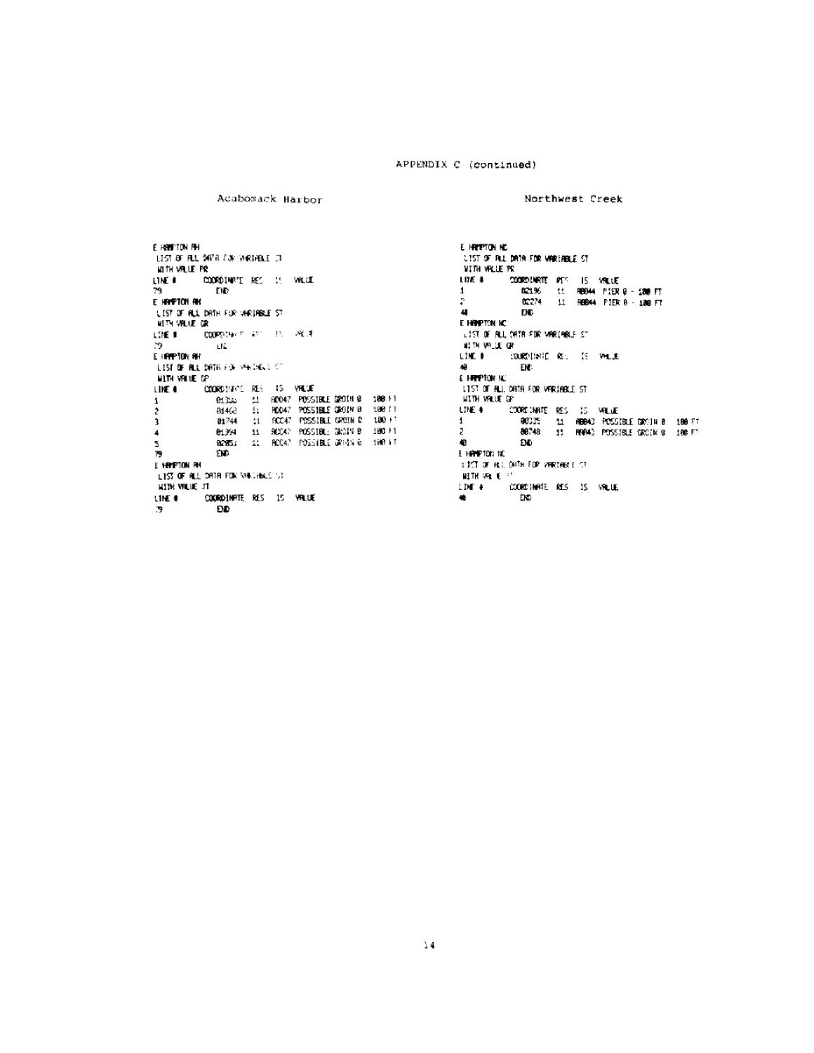APPENDIX C (continued)

## Acabomack Harbor

```
E HAMPTON AH
 LIST OF ALL DATA FOR VARIABLE ST
 WITH VALUE PR
LINE #     COORDINATE  RES  IS  VALUE
79         END
E HAMPTON AH
 LIST OF ALL DATA FOR VARIABLE ST
 WITH VALUE GR
LINE #     COORDINATE  RES  IS  VALUE
79         END
E HAMPTON AH
 LIST OF ALL DATA FOR VARIABLE ST
 WITH VALUE GP
LINE #     COORDINATE  RES  IS  VALUE
1          01300   11  ADD47  POSSIBLE GROIN 0   100 FT
2          01462   11  ADD47  POSSIBLE GROIN 0   100 FT
3          01744   11  ACC47  POSSIBLE GROIN 0   100 FT
4          01394   11  ACC47  POSSIBLE GROIN 0   100 FT
5          02051   11  ACC47  POSSIBLE GROIN 0   100 FT
79         END
E HAMPTON AH
 LIST OF ALL DATA FOR VARIABLE ST
 WITH VALUE JT
LINE #     COORDINATE  RES  IS  VALUE
79         END
```

## Northwest Creek

```
E HAMPTON NC
 LIST OF ALL DATA FOR VARIABLE ST
 WITH VALUE PR
LINE #     COORDINATE  RES  IS  VALUE
1          02196   11  ABB44  PIER 0 - 100 FT
2          02274   11  ABB44  PIER 0 - 100 FT
40         END
E HAMPTON NC
 LIST OF ALL DATA FOR VARIABLE ST
 WITH VALUE GR
LINE #     COORDINATE  RES  IS  VALUE
40         END
E HAMPTON NC
 LIST OF ALL DATA FOR VARIABLE ST
 WITH VALUE GP
LINE #     COORDINATE  RES  IS  VALUE
1          00325   11  ABB43  POSSIBLE GROIN 0   100 FT
2          00748   11  AAA43  POSSIBLE GROIN 0   100 FT
40         END
E HAMPTON NC
 LIST OF ALL DATA FOR VARIABLE ST
 WITH VALUE JT
LINE #     COORDINATE  RES  IS  VALUE
40         END
```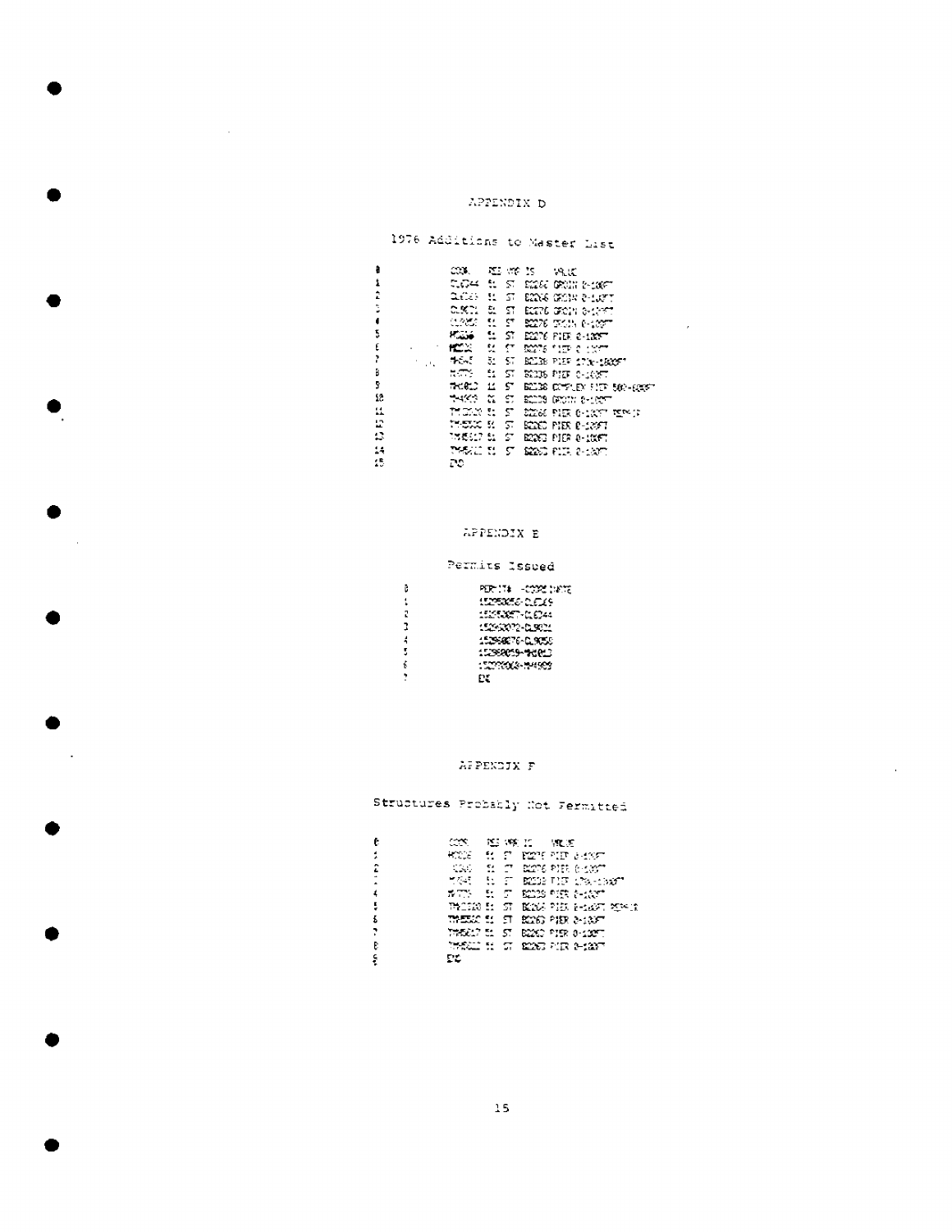## APPENDIX D

### 1976 Additions to Master List

```
0        CODE    REG  YR  IS    VALUE
1        CLC144  51   ST  B0266 GROIN 0-100FT
2        CLC149  51   ST  B0266 GROIN 0-100FT
3        CL9021  51   ST  B0276 GROIN 0-100FT
4        CL9050  51   ST  B0276 GROIN 0-100FT
5        MC036   51   ST  B0276 PIER 0-100FT
6        MC030   51   ST  B0276 PIER 0-100FT
7        MH645   51   ST  B0336 PIER 1700-1800FT
8        MH775   51   ST  B0336 PIER 0-100FT
9        MH9013  51   ST  B0338 COMPLEX PIER 500-600FT
10       MH4909  51   ST  B0339 GROIN 0-100FT
11       TM3020  51   ST  B0266 PIER 0-100FT PERMIT
12       TM5020  51   ST  B0263 PIER 0-100FT
13       TM5017  51   ST  B0263 PIER 0-100FT
14       TM5021  51   ST  B0263 PIER 0-100FT
15       END
```

## APPENDIX E

### Permits Issued

```
0        PERMIT# -CODE DATE
1        1529S0056-CLC149
2        1529S0057-CLC144
3        1529S0072-CL9021
4        1529S0076-CL9050
5        1529S0059-MH9013
6        1529S0068-MH4909
7        END
```

## APPENDIX F

### Structures Probably Not Permitted

```
0        CODE    REG  YR  IS    VALUE
1        MC036   51   ST  B0276 PIER 0-100FT
2        MC030   51   ST  B0276 PIER 0-100FT
3        MH645   51   ST  B0336 PIER 1700-1800FT
4        MH775   51   ST  B0336 PIER 0-100FT
5        TM3020  51   ST  B0266 PIER 0-100FT PERMIT
6        TM5020  51   ST  B0263 PIER 0-100FT
7        TM5017  51   ST  B0263 PIER 0-100FT
8        TM5021  51   ST  B0263 PIER 0-100FT
9        END
```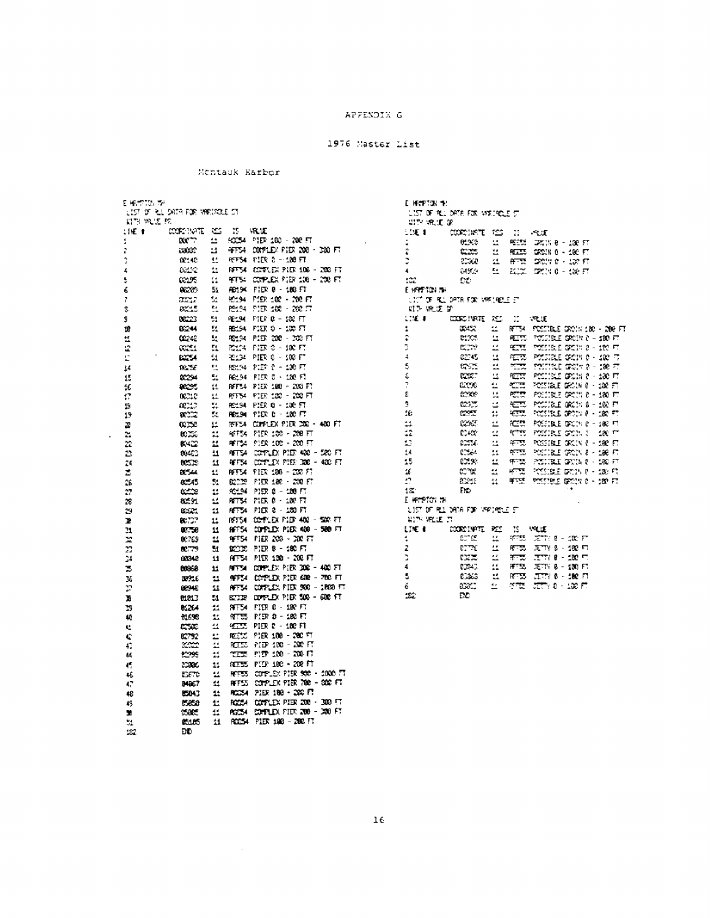APPENDIX G

1976 Master List

Montauk Harbor

E HAMPTON TN
LIST OF ALL DATA FOR VARIABLE ST
WITH VALUE PS

| LINE # | COORDINATE | RCS | IS | VALUE |
|---|---|---|---|---|
| 1 | 00077 | 11 | RCC54 | PIER 100 - 200 FT |
| 2 | 00097 | 11 | RFF54 | COMPLEX PIER 200 - 300 FT |
| 3 | 00140 | 11 | RFF54 | PIER 0 - 100 FT |
| 4 | 00192 | 11 | RFF54 | COMPLEX PIER 100 - 200 FT |
| 5 | 00195 | 11 | RFF54 | COMPLEX PIER 100 - 200 FT |
| 6 | 00209 | 51 | RB194 | PIER 0 - 100 FT |
| 7 | 00212 | 51 | RC194 | PIER 100 - 200 FT |
| 8 | 00215 | 51 | RC194 | PIER 100 - 200 FT |
| 9 | 00223 | 51 | RE194 | PIER 0 - 100 FT |
| 10 | 00244 | 51 | RB194 | PIER 0 - 100 FT |
| 11 | 00248 | 51 | RD194 | PIER 200 - 300 FT |
| 12 | 00251 | 51 | RC194 | PIER 0 - 100 FT |
| 13 | 00254 | 51 | RE194 | PIER 0 - 100 FT |
| 14 | 00256 | 51 | RD194 | PIER 0 - 100 FT |
| 15 | 00294 | 51 | RB194 | PIER 0 - 100 FT |
| 16 | 00295 | 11 | RFF54 | PIER 100 - 200 FT |
| 17 | 00310 | 11 | RFF54 | PIER 100 - 200 FT |
| 18 | 00313 | 51 | RD194 | PIER 0 - 100 FT |
| 19 | 00332 | 51 | RB194 | PIER 0 - 100 FT |
| 20 | 00350 | 11 | RFF54 | COMPLEX PIER 300 - 400 FT |
| 21 | 00356 | 11 | RFF54 | PIER 100 - 200 FT |
| 22 | 00422 | 11 | RFF54 | PIER 100 - 200 FT |
| 23 | 00403 | 11 | RFF54 | COMPLEX PIER 400 - 500 FT |
| 24 | 00530 | 11 | RFF54 | COMPLEX PIER 300 - 400 FT |
| 25 | 00544 | 11 | RFF54 | PIER 100 - 200 FT |
| 26 | 00545 | 51 | RC172 | PIER 100 - 200 FT |
| 27 | 00558 | 11 | RD194 | PIER 0 - 100 FT |
| 28 | 00591 | 11 | RFF54 | PIER 0 - 100 FT |
| 29 | 00601 | 11 | RFF54 | PIER 0 - 100 FT |
| 30 | 00737 | 11 | RFF54 | COMPLEX PIER 400 - 500 FT |
| 31 | 00750 | 11 | RFF54 | COMPLEX PIER 400 - 500 FT |
| 32 | 00769 | 11 | RFF54 | PIER 200 - 300 FT |
| 33 | 00779 | 51 | RC272 | PIER 0 - 100 FT |
| 34 | 00840 | 11 | RFF54 | PIER 100 - 200 FT |
| 35 | 00868 | 11 | RFF54 | COMPLEX PIER 300 - 400 FT |
| 36 | 00916 | 11 | RFF54 | COMPLEX PIER 600 - 700 FT |
| 37 | 00948 | 11 | RFF54 | COMPLEX PIER 900 - 1000 FT |
| 38 | 01013 | 51 | RC272 | COMPLEX PIER 500 - 600 FT |
| 39 | 01264 | 11 | RFF54 | PIER 0 - 100 FT |
| 40 | 01698 | 11 | RFF55 | PIER 0 - 100 FT |
| 41 | 02500 | 11 | RFF55 | PIER 0 - 100 FT |
| 42 | 02792 | 11 | REE55 | PIER 100 - 200 FT |
| 43 | 02802 | 11 | RCC55 | PIER 100 - 200 FT |
| 44 | 02999 | 11 | RCC55 | PIER 100 - 200 FT |
| 45 | 03006 | 11 | REE55 | PIER 100 - 200 FT |
| 46 | 03670 | 11 | RFF55 | COMPLEX PIER 900 - 1000 FT |
| 47 | 04867 | 11 | RFF55 | COMPLEX PIER 700 - 800 FT |
| 48 | 05043 | 11 | RCC54 | PIER 100 - 200 FT |
| 49 | 05050 | 11 | RCC54 | COMPLEX PIER 200 - 300 FT |
| 50 | 05085 | 11 | RCC54 | COMPLEX PIER 200 - 300 FT |
| 51 | 05105 | 11 | RCC54 | PIER 100 - 200 FT |
| 102 | END | | | |

E HAMPTON TN
LIST OF ALL DATA FOR VARIABLE ST
WITH VALUE GR

| LINE # | COORDINATE | RCS | IS | VALUE |
|---|---|---|---|---|
| 1 | 01203 | 11 | RCC55 | GROIN 0 - 100 FT |
| 2 | 02205 | 11 | RCC55 | GROIN 0 - 100 FT |
| 3 | 02360 | 11 | RFF55 | GROIN 0 - 100 FT |
| 4 | 04909 | 51 | RC272 | GROIN 0 - 100 FT |
| 102 | END | | | |

E HAMPTON TN
LIST OF ALL DATA FOR VARIABLE ST
WITH VALUE GP

| LINE # | COORDINATE | RCS | IS | VALUE |
|---|---|---|---|---|
| 1 | 00450 | 11 | RFF54 | POSSIBLE GROIN 100 - 200 FT |
| 2 | 01205 | 11 | RCC55 | POSSIBLE GROIN 0 - 100 FT |
| 3 | 02207 | 11 | RCC55 | POSSIBLE GROIN 0 - 100 FT |
| 4 | 02245 | 11 | RCC55 | POSSIBLE GROIN 0 - 100 FT |
| 5 | 02925 | 11 | RCC55 | POSSIBLE GROIN 0 - 100 FT |
| 6 | 02887 | 11 | RCC55 | POSSIBLE GROIN 0 - 100 FT |
| 7 | 02890 | 11 | RCC55 | POSSIBLE GROIN 0 - 100 FT |
| 8 | 02900 | 11 | RCC55 | POSSIBLE GROIN 0 - 100 FT |
| 9 | 02935 | 11 | RCC55 | POSSIBLE GROIN 0 - 100 FT |
| 10 | 02955 | 11 | RCC55 | POSSIBLE GROIN 0 - 100 FT |
| 11 | 02965 | 11 | RCC55 | POSSIBLE GROIN 0 - 100 FT |
| 12 | 03400 | 11 | RFF55 | POSSIBLE GROIN 0 - 100 FT |
| 13 | 03556 | 11 | RFF55 | POSSIBLE GROIN 0 - 100 FT |
| 14 | 03564 | 11 | RFF55 | POSSIBLE GROIN 0 - 100 FT |
| 15 | 03590 | 11 | RFF55 | POSSIBLE GROIN 0 - 100 FT |
| 16 | 03700 | 11 | RFF55 | POSSIBLE GROIN 0 - 100 FT |
| 17 | 03818 | 11 | RFF55 | POSSIBLE GROIN 0 - 100 FT |
| 102 | END | | | |

E HAMPTON TN
LIST OF ALL DATA FOR VARIABLE ST
WITH VALUE JT

| LINE # | COORDINATE | RCS | IS | VALUE |
|---|---|---|---|---|
| 1 | 02725 | 11 | RFF55 | JETTY 0 - 100 FT |
| 2 | 02770 | 11 | RFF55 | JETTY 0 - 100 FT |
| 3 | 03030 | 11 | RFF55 | JETTY 0 - 100 FT |
| 4 | 03043 | 11 | RFF55 | JETTY 0 - 100 FT |
| 5 | 03063 | 11 | RFF55 | JETTY 0 - 100 FT |
| 6 | 03083 | 11 | RFF55 | JETTY 0 - 100 FT |
| 102 | END | | | |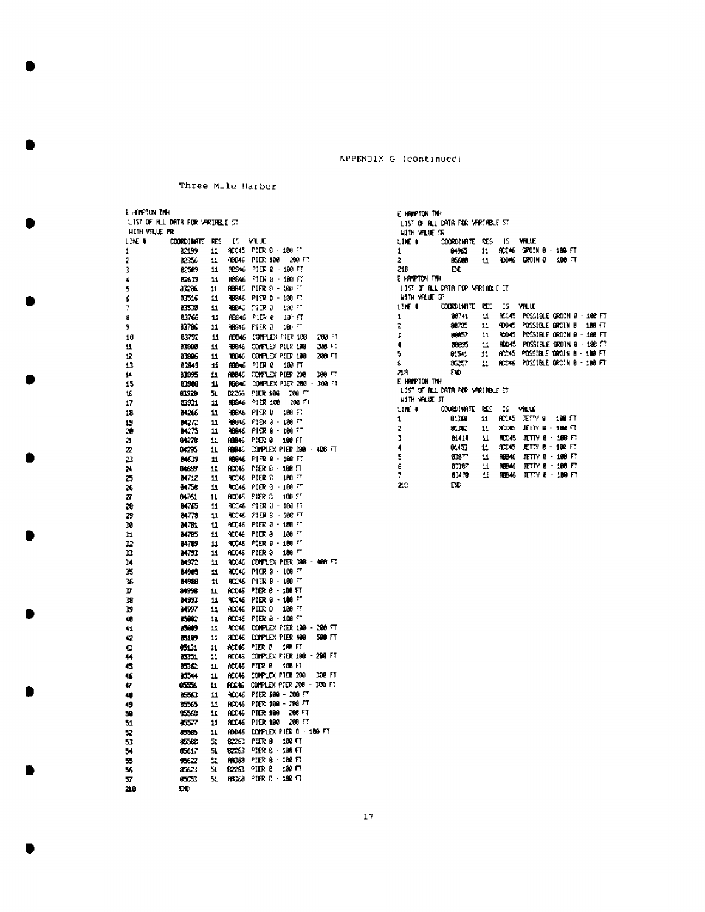APPENDIX G (continued)

Three Mile Harbor

E HAMPTON TNH
LIST OF ALL DATA FOR VARIABLE ST
WITH VALUE PR

| LINE # | COORDINATE | RES | IS | VALUE |
|---|---|---|---|---|
| 1 | 02199 | 11 | ACC45 | PIER 0 - 100 FT |
| 2 | 02356 | 11 | AB846 | PIER 100 - 200 FT |
| 3 | 02509 | 11 | AB846 | PIER 0 - 100 FT |
| 4 | 02619 | 11 | AB846 | PIER 0 - 100 FT |
| 5 | 03206 | 11 | AB846 | PIER 0 - 100 FT |
| 6 | 03516 | 11 | AB846 | PIER 0 - 100 FT |
| 7 | 03538 | 11 | AB846 | PIER 0 - 100 FT |
| 8 | 03766 | 11 | AB846 | PIER 0 - 100 FT |
| 9 | 03786 | 11 | AB846 | PIER 0 - 100 FT |
| 10 | 03792 | 11 | AB846 | COMPLEX PIER 100 - 200 FT |
| 11 | 03800 | 11 | AB846 | COMPLEX PIER 100 - 200 FT |
| 12 | 03806 | 11 | AB846 | COMPLEX PIER 100 - 200 FT |
| 13 | 03849 | 11 | AB846 | PIER 0 - 100 FT |
| 14 | 03895 | 11 | AB846 | COMPLEX PIER 200 - 300 FT |
| 15 | 03900 | 11 | AB846 | COMPLEX PIER 200 - 300 FT |
| 16 | 03920 | 51 | B2266 | PIER 100 - 200 FT |
| 17 | 03931 | 11 | AB846 | PIER 100 - 200 FT |
| 18 | 04266 | 11 | AB846 | PIER 0 - 100 FT |
| 19 | 04272 | 11 | AB846 | PIER 0 - 100 FT |
| 20 | 04275 | 11 | AB846 | PIER 0 - 100 FT |
| 21 | 04278 | 11 | AB846 | PIER 0 - 100 FT |
| 22 | 04295 | 11 | AB846 | COMPLEX PIER 300 - 400 FT |
| 23 | 04639 | 11 | AB846 | PIER 0 - 100 FT |
| 24 | 04689 | 11 | ACC46 | PIER 0 - 100 FT |
| 25 | 04712 | 11 | ACC46 | PIER 0 - 100 FT |
| 26 | 04758 | 11 | ACC46 | PIER 0 - 100 FT |
| 27 | 04761 | 11 | ACC45 | PIER 0 - 100 FT |
| 28 | 04765 | 11 | ACC46 | PIER 0 - 100 FT |
| 29 | 04778 | 11 | ACC46 | PIER 0 - 100 FT |
| 30 | 04781 | 11 | ACC46 | PIER 0 - 100 FT |
| 31 | 04785 | 11 | ACC46 | PIER 0 - 100 FT |
| 32 | 04789 | 11 | ACC46 | PIER 0 - 100 FT |
| 33 | 04793 | 11 | ACC46 | PIER 0 - 100 FT |
| 34 | 04972 | 11 | ACC46 | COMPLEX PIER 300 - 400 FT |
| 35 | 04985 | 11 | ACC46 | PIER 0 - 100 FT |
| 36 | 04988 | 11 | ACC46 | PIER 0 - 100 FT |
| 37 | 04990 | 11 | ACC45 | PIER 0 - 100 FT |
| 38 | 04993 | 11 | ACC46 | PIER 0 - 100 FT |
| 39 | 04997 | 11 | ACC46 | PIER 0 - 100 FT |
| 40 | 05002 | 11 | ACC46 | PIER 0 - 100 FT |
| 41 | 05009 | 11 | ACC46 | COMPLEX PIER 100 - 200 FT |
| 42 | 05109 | 11 | ACC46 | COMPLEX PIER 400 - 500 FT |
| 43 | 05131 | 11 | ACC46 | PIER 0 - 100 FT |
| 44 | 05351 | 11 | ACC46 | COMPLEX PIER 100 - 200 FT |
| 45 | 05362 | 11 | ACC46 | PIER 0 - 100 FT |
| 46 | 05544 | 11 | ACC46 | COMPLEX PIER 200 - 300 FT |
| 47 | 05556 | 11 | ACC46 | COMPLEX PIER 200 - 300 FT |
| 48 | 05563 | 11 | ACC46 | PIER 100 - 200 FT |
| 49 | 05565 | 11 | ACC46 | PIER 100 - 200 FT |
| 50 | 05568 | 11 | ACC46 | PIER 100 - 200 FT |
| 51 | 05577 | 11 | ACC46 | PIER 100 - 200 FT |
| 52 | 05585 | 11 | AD046 | COMPLEX PIER 0 - 100 FT |
| 53 | 05568 | 51 | B2263 | PIER 0 - 100 FT |
| 54 | 05617 | 51 | B2263 | PIER 0 - 100 FT |
| 55 | 05622 | 51 | AB368 | PIER 0 - 100 FT |
| 56 | 05623 | 51 | B2263 | PIER 0 - 100 FT |
| 57 | 05653 | 51 | AB368 | PIER 0 - 100 FT |
| 210 | END | | | |

E HAMPTON TNH
LIST OF ALL DATA FOR VARIABLE ST
WITH VALUE GR

| LINE # | COORDINATE | RES | IS | VALUE |
|---|---|---|---|---|
| 1 | 04965 | 11 | ACC46 | GROIN 0 - 100 FT |
| 2 | 05600 | 11 | AD046 | GROIN 0 - 100 FT |
| 210 | END | | | |

E HAMPTON TNH
LIST OF ALL DATA FOR VARIABLE ST
WITH VALUE GP

| LINE # | COORDINATE | RES | IS | VALUE |
|---|---|---|---|---|
| 1 | 00741 | 11 | ACC45 | POSSIBLE GROIN 0 - 100 FT |
| 2 | 00785 | 11 | AD045 | POSSIBLE GROIN 0 - 100 FT |
| 3 | 00857 | 11 | AD045 | POSSIBLE GROIN 0 - 100 FT |
| 4 | 00895 | 11 | AD045 | POSSIBLE GROIN 0 - 100 FT |
| 5 | 01541 | 11 | ACC45 | POSSIBLE GROIN 0 - 100 FT |
| 6 | 05257 | 11 | ACC46 | POSSIBLE GROIN 0 - 100 FT |
| 210 | END | | | |

E HAMPTON TNH
LIST OF ALL DATA FOR VARIABLE ST
WITH VALUE JT

| LINE # | COORDINATE | RES | IS | VALUE |
|---|---|---|---|---|
| 1 | 01360 | 11 | ACC45 | JETTY 0 - 100 FT |
| 2 | 01382 | 11 | ACC45 | JETTY 0 - 100 FT |
| 3 | 01414 | 11 | ACC45 | JETTY 0 - 100 FT |
| 4 | 01453 | 11 | ACC45 | JETTY 0 - 100 FT |
| 5 | 03077 | 11 | AB846 | JETTY 0 - 100 FT |
| 6 | 03387 | 11 | AB846 | JETTY 0 - 100 FT |
| 7 | 03470 | 11 | AB846 | JETTY 0 - 100 FT |
| 210 | END | | | |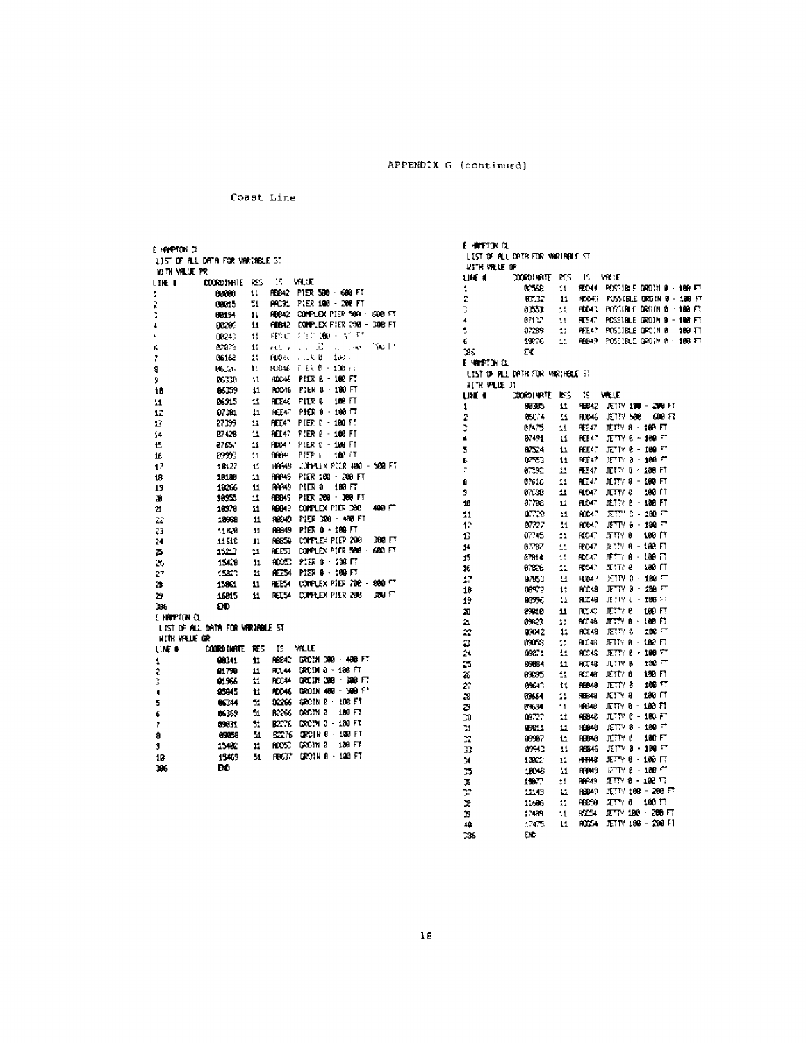APPENDIX G (continued)

Coast Line

E HAMPTON CL
LIST OF ALL DATA FOR VARIABLE ST
WITH VALUE PR

| LINE # | COORDINATE | RES | IS | VALUE |
|---|---|---|---|---|
| 1 | 00000 | 11 | ABB42 | PIER 500 - 600 FT |
| 2 | 00015 | 51 | AAC91 | PIER 100 - 200 FT |
| 3 | 00194 | 11 | ABB42 | COMPLEX PIER 500 - 600 FT |
| 4 | 00206 | 11 | ABB42 | COMPLEX PIER 200 - 300 FT |
| 5 | 00243 | 11 | ABB42 | PIER 100 - 200 FT |
| 6 | 02070 | 11 | | |
| 7 | 06168 | 11 | ABB46 | PIER 0 - 100 FT |
| 8 | 06326 | 11 | ABB46 | PIER 0 - 100 FT |
| 9 | 06330 | 11 | ADD46 | PIER 0 - 100 FT |
| 10 | 06359 | 11 | ADD46 | PIER 0 - 100 FT |
| 11 | 06915 | 11 | AEE46 | PIER 0 - 100 FT |
| 12 | 07381 | 11 | AEE47 | PIER 0 - 100 FT |
| 13 | 07399 | 11 | AEE47 | PIER 0 - 100 FT |
| 14 | 07420 | 11 | AEE47 | PIER 0 - 100 FT |
| 15 | 07657 | 11 | ADD47 | PIER 0 - 100 FT |
| 16 | 09993 | 11 | AAA49 | PIER 0 - 100 FT |
| 17 | 10127 | 11 | AAA49 | COMPLEX PIER 400 - 500 FT |
| 18 | 10180 | 11 | AAA49 | PIER 100 - 200 FT |
| 19 | 10266 | 11 | AAA49 | PIER 0 - 100 FT |
| 20 | 10955 | 11 | ABB49 | PIER 200 - 300 FT |
| 21 | 10970 | 11 | ABB49 | COMPLEX PIER 300 - 400 FT |
| 22 | 10988 | 11 | ABB49 | PIER 300 - 400 FT |
| 23 | 11020 | 11 | ABB49 | PIER 0 - 100 FT |
| 24 | 11610 | 11 | ABB50 | COMPLEX PIER 200 - 300 FT |
| 25 | 15213 | 11 | AEE53 | COMPLEX PIER 500 - 600 FT |
| 26 | 15420 | 11 | ADD53 | PIER 0 - 100 FT |
| 27 | 15823 | 11 | AEE54 | PIER 0 - 100 FT |
| 28 | 15861 | 11 | AEE54 | COMPLEX PIER 700 - 800 FT |
| 29 | 16015 | 11 | AEE54 | COMPLEX PIER 200 - 300 FT |
| 306 | END | | | |

E HAMPTON CL
LIST OF ALL DATA FOR VARIABLE ST
WITH VALUE GR

| LINE # | COORDINATE | RES | IS | VALUE |
|---|---|---|---|---|
| 1 | 00341 | 11 | ABB42 | GROIN 300 - 400 FT |
| 2 | 01790 | 11 | ACC44 | GROIN 0 - 100 FT |
| 3 | 01966 | 11 | ACC44 | GROIN 200 - 300 FT |
| 4 | 05045 | 11 | ADD46 | GROIN 400 - 500 FT |
| 5 | 06344 | 51 | BC266 | GROIN 0 - 100 FT |
| 6 | 06369 | 51 | BC266 | GROIN 0 - 100 FT |
| 7 | 09831 | 51 | BC276 | GROIN 0 - 100 FT |
| 8 | 09858 | 51 | BC276 | GROIN 0 - 100 FT |
| 9 | 15402 | 11 | ADD53 | GROIN 0 - 100 FT |
| 10 | 15469 | 51 | ABC37 | GROIN 0 - 100 FT |
| 306 | END | | | |

E HAMPTON CL
LIST OF ALL DATA FOR VARIABLE ST
WITH VALUE GP

| LINE # | COORDINATE | RES | IS | VALUE |
|---|---|---|---|---|
| 1 | 02568 | 11 | ADD44 | POSSIBLE GROIN 0 - 100 FT |
| 2 | 03532 | 11 | ADD43 | POSSIBLE GROIN 0 - 100 FT |
| 3 | 03553 | 11 | ADD43 | POSSIBLE GROIN 0 - 100 FT |
| 4 | 07132 | 11 | AEE47 | POSSIBLE GROIN 0 - 100 FT |
| 5 | 07289 | 11 | AEE47 | POSSIBLE GROIN 0 - 100 FT |
| 6 | 10876 | 11 | ABB49 | POSSIBLE GROIN 0 - 100 FT |
| 306 | END | | | |

E HAMPTON CL
LIST OF ALL DATA FOR VARIABLE ST
WITH VALUE JT

| LINE # | COORDINATE | RES | IS | VALUE |
|---|---|---|---|---|
| 1 | 00385 | 11 | ABB42 | JETTY 100 - 200 FT |
| 2 | 05674 | 11 | ADD46 | JETTY 500 - 600 FT |
| 3 | 07475 | 11 | AEE47 | JETTY 0 - 100 FT |
| 4 | 07491 | 11 | AEE47 | JETTY 0 - 100 FT |
| 5 | 07524 | 11 | AEE47 | JETTY 0 - 100 FT |
| 6 | 07553 | 11 | AEE47 | JETTY 0 - 100 FT |
| 7 | 07590 | 11 | AEE47 | JETTY 0 - 100 FT |
| 8 | 07616 | 11 | AEE47 | JETTY 0 - 100 FT |
| 9 | 07688 | 11 | ADD47 | JETTY 0 - 100 FT |
| 10 | 07708 | 11 | ADD47 | JETTY 0 - 100 FT |
| 11 | 07720 | 11 | ADD47 | JETTY 0 - 100 FT |
| 12 | 07727 | 11 | ADD47 | JETTY 0 - 100 FT |
| 13 | 07745 | 11 | ADD47 | JETTY 0 - 100 FT |
| 14 | 07787 | 11 | ADD47 | JETTY 0 - 100 FT |
| 15 | 07814 | 11 | ADD47 | JETTY 0 - 100 FT |
| 16 | 07826 | 11 | ADD47 | JETTY 0 - 100 FT |
| 17 | 07853 | 11 | ADD47 | JETTY 0 - 100 FT |
| 18 | 08972 | 11 | ACC48 | JETTY 0 - 100 FT |
| 19 | 08996 | 11 | ACC48 | JETTY 0 - 100 FT |
| 20 | 09010 | 11 | ACC48 | JETTY 0 - 100 FT |
| 21 | 09023 | 11 | ACC48 | JETTY 0 - 100 FT |
| 22 | 09042 | 11 | ACC48 | JETTY 0 - 100 FT |
| 23 | 09058 | 11 | ACC48 | JETTY 0 - 100 FT |
| 24 | 09071 | 11 | ACC48 | JETTY 0 - 100 FT |
| 25 | 09084 | 11 | ACC48 | JETTY 0 - 100 FT |
| 26 | 09095 | 11 | ACC48 | JETTY 0 - 100 FT |
| 27 | 09643 | 11 | ABB48 | JETTY 0 - 100 FT |
| 28 | 09664 | 11 | ABB48 | JETTY 0 - 100 FT |
| 29 | 09694 | 11 | ABB48 | JETTY 0 - 100 FT |
| 30 | 09727 | 11 | ABB48 | JETTY 0 - 100 FT |
| 31 | 09811 | 11 | ABB48 | JETTY 0 - 100 FT |
| 32 | 09907 | 11 | ABB48 | JETTY 0 - 100 FT |
| 33 | 09943 | 11 | ABB48 | JETTY 0 - 100 FT |
| 34 | 10022 | 11 | AAA48 | JETTY 0 - 100 FT |
| 35 | 10048 | 11 | AAA49 | JETTY 0 - 100 FT |
| 36 | 10077 | 11 | AAA49 | JETTY 0 - 100 FT |
| 37 | 11143 | 11 | ABB49 | JETTY 100 - 200 FT |
| 38 | 11606 | 11 | ABB50 | JETTY 0 - 100 FT |
| 39 | 17489 | 11 | ACC54 | JETTY 100 - 200 FT |
| 40 | 17475 | 11 | ACC54 | JETTY 100 - 200 FT |
| 306 | END | | | |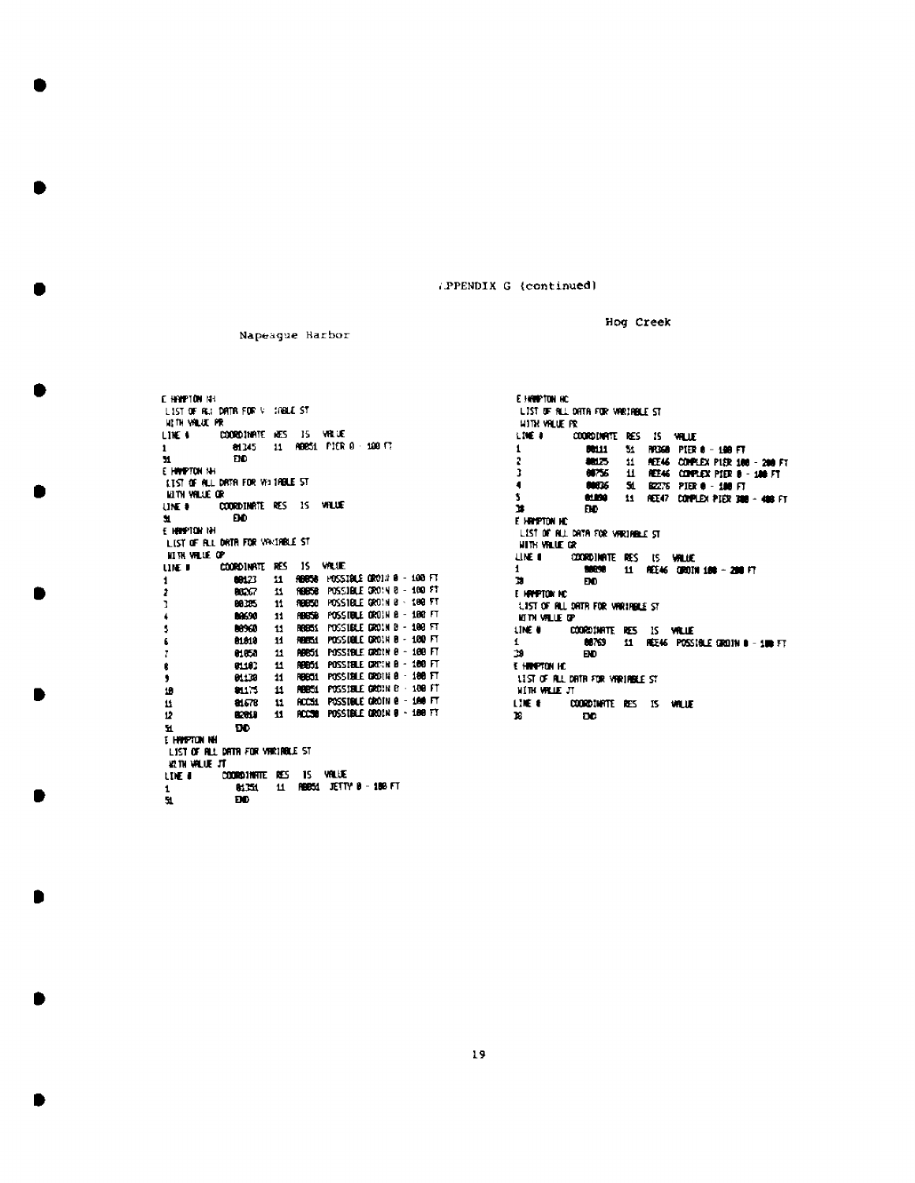APPENDIX G (continued)

## Napeague Harbor

```
E HAMPTON NH
LIST OF ALL DATA FOR VARIABLE ST
WITH VALUE PR
LINE #      COORDINATE  RES  IS    VALUE
1           01345       11   A0851 PIER 0 - 100 FT
31          END
E HAMPTON NH
LIST OF ALL DATA FOR VARIABLE ST
WITH VALUE GR
LINE #      COORDINATE  RES  IS    VALUE
31          END
E HAMPTON NH
LIST OF ALL DATA FOR VARIABLE ST
WITH VALUE GP
LINE #      COORDINATE  RES  IS    VALUE
1           00123       11   A0850 POSSIBLE GROIN 0 - 100 FT
2           00267       11   A0850 POSSIBLE GROIN 0 - 100 FT
3           00305       11   A0850 POSSIBLE GROIN 0 - 100 FT
4           00690       11   A0850 POSSIBLE GROIN 0 - 100 FT
5           00960       11   A0851 POSSIBLE GROIN 0 - 100 FT
6           01010       11   A0851 POSSIBLE GROIN 0 - 100 FT
7           01050       11   A0851 POSSIBLE GROIN 0 - 100 FT
8           01103       11   A0851 POSSIBLE GROIN 0 - 100 FT
9           01130       11   A0851 POSSIBLE GROIN 0 - 100 FT
10          01175       11   A0851 POSSIBLE GROIN 0 - 100 FT
11          01678       11   ACC51 POSSIBLE GROIN 0 - 100 FT
12          02010       11   ACC50 POSSIBLE GROIN 0 - 100 FT
31          END
E HAMPTON NH
LIST OF ALL DATA FOR VARIABLE ST
WITH VALUE JT
LINE #      COORDINATE  RES  IS    VALUE
1           01351       11   A0851 JETTY 0 - 100 FT
31          END
```

## Hog Creek

```
E HAMPTON HC
LIST OF ALL DATA FOR VARIABLE ST
WITH VALUE PR
LINE #      COORDINATE  RES  IS    VALUE
1           00111       51   AA360 PIER 0 - 100 FT
2           00125       11   AEE46 COMPLEX PIER 100 - 200 FT
3           00756       11   AEE46 COMPLEX PIER 0 - 100 FT
4           00836       51   BE276 PIER 0 - 100 FT
5           01090       11   AEE47 COMPLEX PIER 300 - 400 FT
38          END
E HAMPTON HC
LIST OF ALL DATA FOR VARIABLE ST
WITH VALUE GR
LINE #      COORDINATE  RES  IS    VALUE
1           00090       11   AEE46 GROIN 100 - 200 FT
38          END
E HAMPTON HC
LIST OF ALL DATA FOR VARIABLE ST
WITH VALUE GP
LINE #      COORDINATE  RES  IS    VALUE
1           00769       11   AEE46 POSSIBLE GROIN 0 - 100 FT
38          END
E HAMPTON HC
LIST OF ALL DATA FOR VARIABLE ST
WITH VALUE JT
LINE #      COORDINATE  RES  IS    VALUE
38          END
```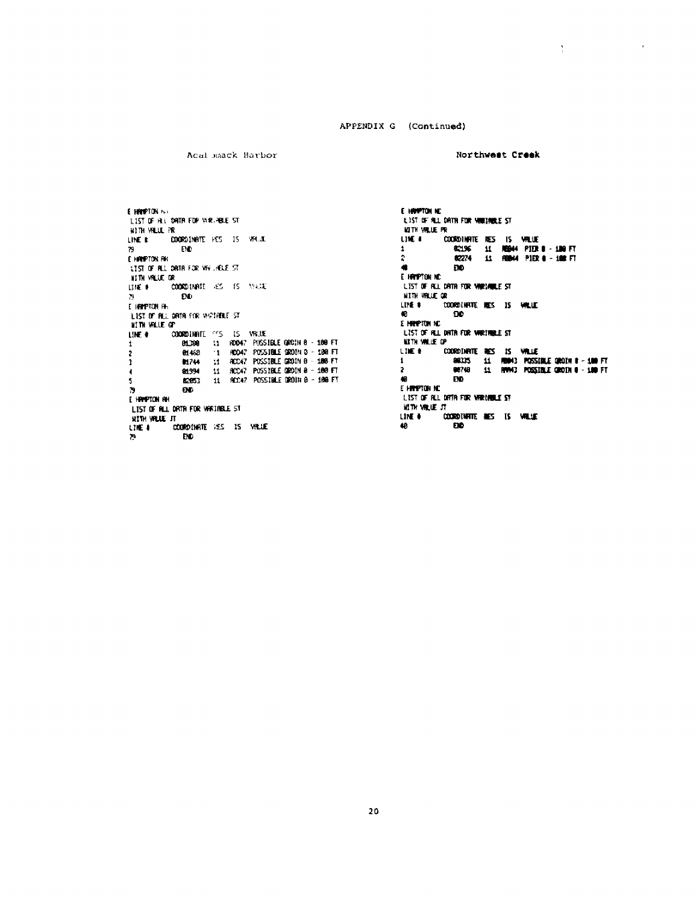APPENDIX G (Continued)

Accabonack Harbor

```
E HAMPTON AH
 LIST OF ALL DATA FOR VARIABLE ST
 WITH VALUE PR
LINE #      COORDINATE  RES   IS   VALUE
79              END
E HAMPTON AH
 LIST OF ALL DATA FOR VARIABLE ST
 WITH VALUE GR
LINE #      COORDINATE  RES   IS   VALUE
79              END
E HAMPTON AH
 LIST OF ALL DATA FOR VARIABLE ST
 WITH VALUE GP
LINE #      COORDINATE  RES   IS   VALUE
1               01380    11   ADD47  POSSIBLE GROIN 0 - 100 FT
2               01460    11   ADD47  POSSIBLE GROIN 0 - 100 FT
3               01744    11   ACC47  POSSIBLE GROIN 0 - 100 FT
4               01994    11   ACC47  POSSIBLE GROIN 0 - 100 FT
5               02051    11   ACC47  POSSIBLE GROIN 0 - 100 FT
79              END
E HAMPTON AH
 LIST OF ALL DATA FOR VARIABLE ST
 WITH VALUE JT
LINE #      COORDINATE  RES   IS   VALUE
79              END
```

Northwest Creek

```
E HAMPTON NC
 LIST OF ALL DATA FOR VARIABLE ST
 WITH VALUE PR
LINE #      COORDINATE  RES   IS   VALUE
1               02196    11   AB044  PIER 0 - 100 FT
2               02274    11   AB044  PIER 0 - 100 FT
40              END
E HAMPTON NC
 LIST OF ALL DATA FOR VARIABLE ST
 WITH VALUE GR
LINE #      COORDINATE  RES   IS   VALUE
40              END
E HAMPTON NC
 LIST OF ALL DATA FOR VARIABLE ST
 WITH VALUE GP
LINE #      COORDINATE  RES   IS   VALUE
1               00335    11   AB043  POSSIBLE GROIN 0 - 100 FT
2               00740    11   AA043  POSSIBLE GROIN 0 - 100 FT
40              END
E HAMPTON NC
 LIST OF ALL DATA FOR VARIABLE ST
 WITH VALUE JT
LINE #      COORDINATE  RES   IS   VALUE
40              END
```